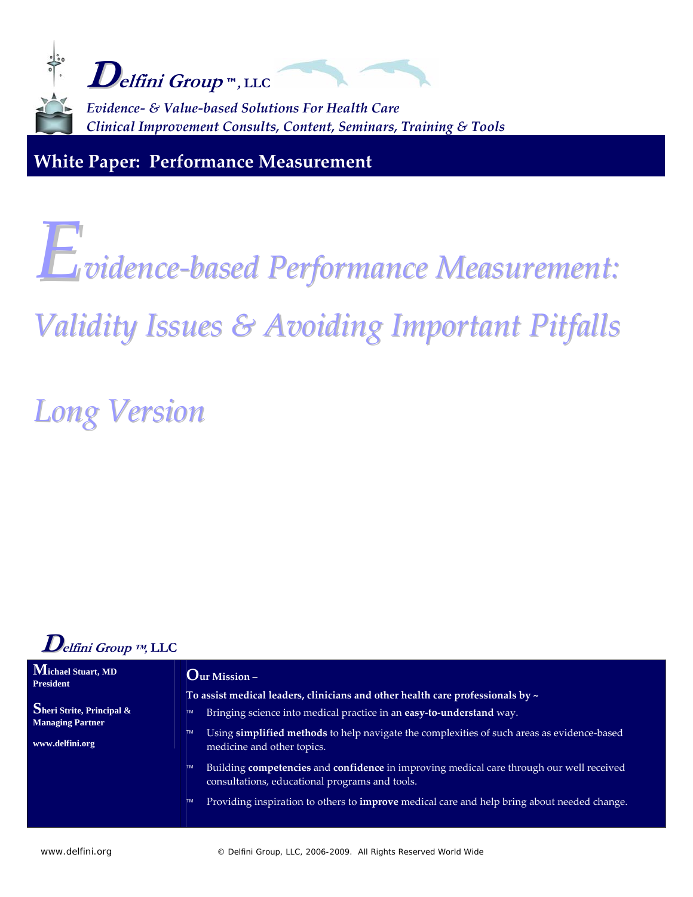**Delfini Group ™, LLC**

*Evidence- & Value-based Solutions For Health Care*
*Clinical Improvement Consults, Content, Seminars, Training & Tools*

## White Paper: Performance Measurement

# Evidence-based Performance Measurement: Validity Issues & Avoiding Important Pitfalls

## Long Version

**Delfini Group ™, LLC**

**Michael Stuart, MD**
**President**

**Sheri Strite, Principal & Managing Partner**

**www.delfini.org**

**Our Mission –**

**To assist medical leaders, clinicians and other health care professionals by ~**

- Bringing science into medical practice in an **easy-to-understand** way.
- Using **simplified methods** to help navigate the complexities of such areas as evidence-based medicine and other topics.
- Building **competencies** and **confidence** in improving medical care through our well received consultations, educational programs and tools.
- Providing inspiration to others to **improve** medical care and help bring about needed change.

© Delfini Group, LLC, 2006-2009. All Rights Reserved World Wide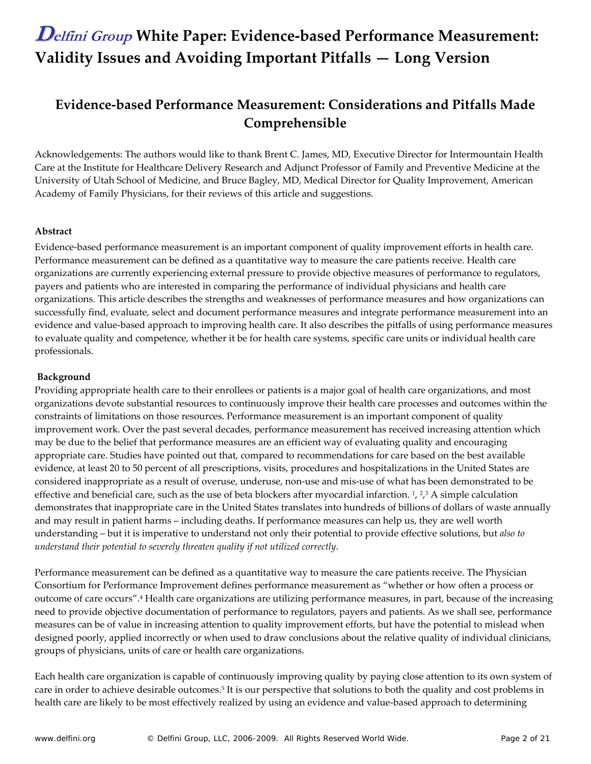# Delfini Group White Paper: Evidence-based Performance Measurement: Validity Issues and Avoiding Important Pitfalls — Long Version

## Evidence-based Performance Measurement: Considerations and Pitfalls Made Comprehensible

Acknowledgements: The authors would like to thank Brent C. James, MD, Executive Director for Intermountain Health Care at the Institute for Healthcare Delivery Research and Adjunct Professor of Family and Preventive Medicine at the University of Utah School of Medicine, and Bruce Bagley, MD, Medical Director for Quality Improvement, American Academy of Family Physicians, for their reviews of this article and suggestions.

**Abstract**

Evidence-based performance measurement is an important component of quality improvement efforts in health care. Performance measurement can be defined as a quantitative way to measure the care patients receive. Health care organizations are currently experiencing external pressure to provide objective measures of performance to regulators, payers and patients who are interested in comparing the performance of individual physicians and health care organizations. This article describes the strengths and weaknesses of performance measures and how organizations can successfully find, evaluate, select and document performance measures and integrate performance measurement into an evidence and value-based approach to improving health care. It also describes the pitfalls of using performance measures to evaluate quality and competence, whether it be for health care systems, specific care units or individual health care professionals.

**Background**

Providing appropriate health care to their enrollees or patients is a major goal of health care organizations, and most organizations devote substantial resources to continuously improve their health care processes and outcomes within the constraints of limitations on those resources. Performance measurement is an important component of quality improvement work. Over the past several decades, performance measurement has received increasing attention which may be due to the belief that performance measures are an efficient way of evaluating quality and encouraging appropriate care. Studies have pointed out that, compared to recommendations for care based on the best available evidence, at least 20 to 50 percent of all prescriptions, visits, procedures and hospitalizations in the United States are considered inappropriate as a result of overuse, underuse, non-use and mis-use of what has been demonstrated to be effective and beneficial care, such as the use of beta blockers after myocardial infarction. [1], [2],[3] A simple calculation demonstrates that inappropriate care in the United States translates into hundreds of billions of dollars of waste annually and may result in patient harms – including deaths. If performance measures can help us, they are well worth understanding – but it is imperative to understand not only their potential to provide effective solutions, but *also to understand their potential to severely threaten quality if not utilized correctly*.

Performance measurement can be defined as a quantitative way to measure the care patients receive. The Physician Consortium for Performance Improvement defines performance measurement as "whether or how often a process or outcome of care occurs".[4] Health care organizations are utilizing performance measures, in part, because of the increasing need to provide objective documentation of performance to regulators, payers and patients. As we shall see, performance measures can be of value in increasing attention to quality improvement efforts, but have the potential to mislead when designed poorly, applied incorrectly or when used to draw conclusions about the relative quality of individual clinicians, groups of physicians, units of care or health care organizations.

Each health care organization is capable of continuously improving quality by paying close attention to its own system of care in order to achieve desirable outcomes.[5] It is our perspective that solutions to both the quality and cost problems in health care are likely to be most effectively realized by using an evidence and value-based approach to determining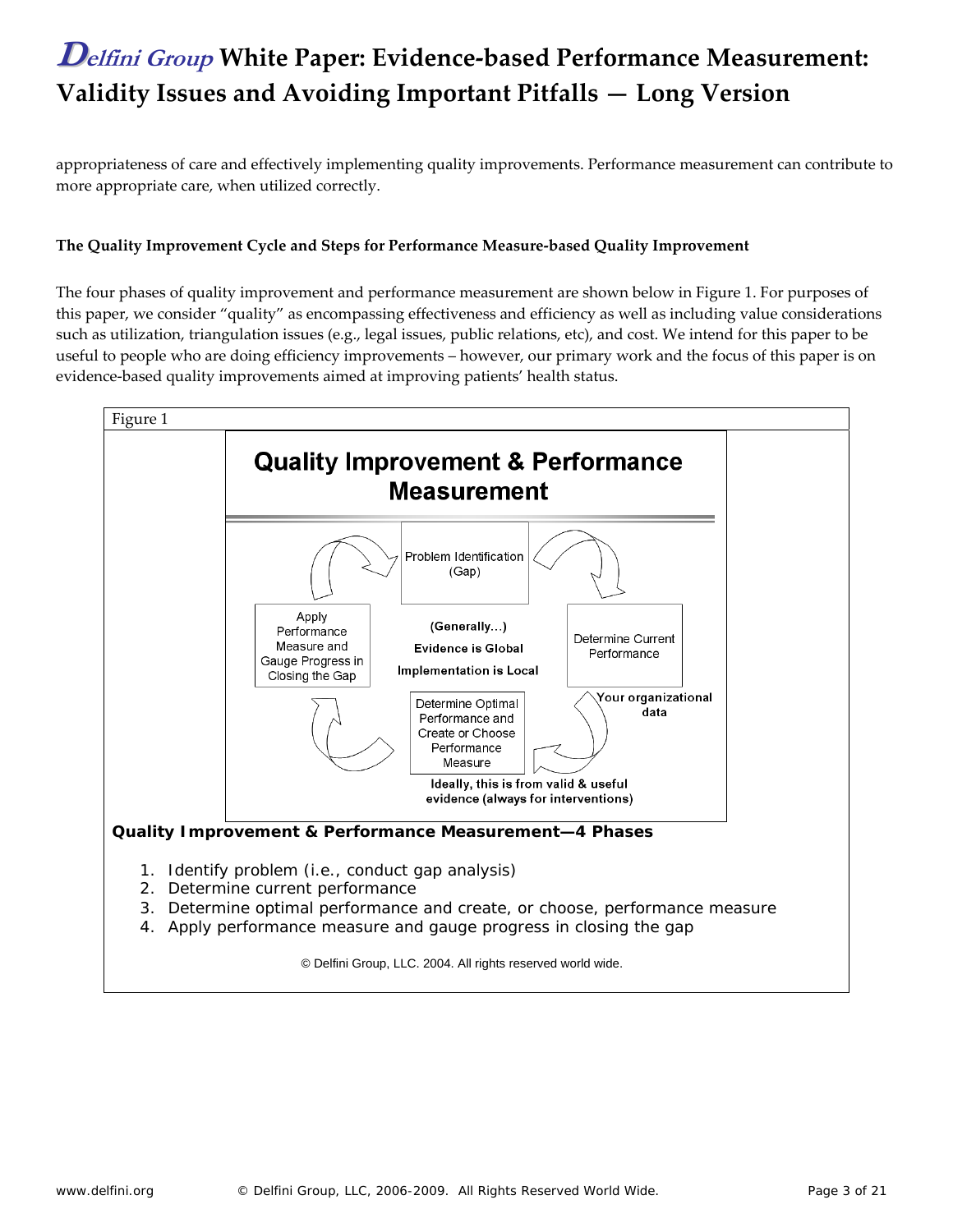appropriateness of care and effectively implementing quality improvements. Performance measurement can contribute to more appropriate care, when utilized correctly.

**The Quality Improvement Cycle and Steps for Performance Measure-based Quality Improvement**

The four phases of quality improvement and performance measurement are shown below in Figure 1. For purposes of this paper, we consider "quality" as encompassing effectiveness and efficiency as well as including value considerations such as utilization, triangulation issues (e.g., legal issues, public relations, etc), and cost. We intend for this paper to be useful to people who are doing efficiency improvements – however, our primary work and the focus of this paper is on evidence-based quality improvements aimed at improving patients' health status.

Figure 1

**Quality Improvement & Performance Measurement**

Problem Identification (Gap)

Determine Current Performance

Your organizational data

Determine Optimal Performance and Create or Choose Performance Measure

Ideally, this is from valid & useful evidence (always for interventions)

Apply Performance Measure and Gauge Progress in Closing the Gap

(Generally…) Evidence is Global Implementation is Local

**Quality Improvement & Performance Measurement—4 Phases**

1. Identify problem (i.e., conduct gap analysis)
2. Determine current performance
3. Determine optimal performance and create, or choose, performance measure
4. Apply performance measure and gauge progress in closing the gap

© Delfini Group, LLC. 2004. All rights reserved world wide.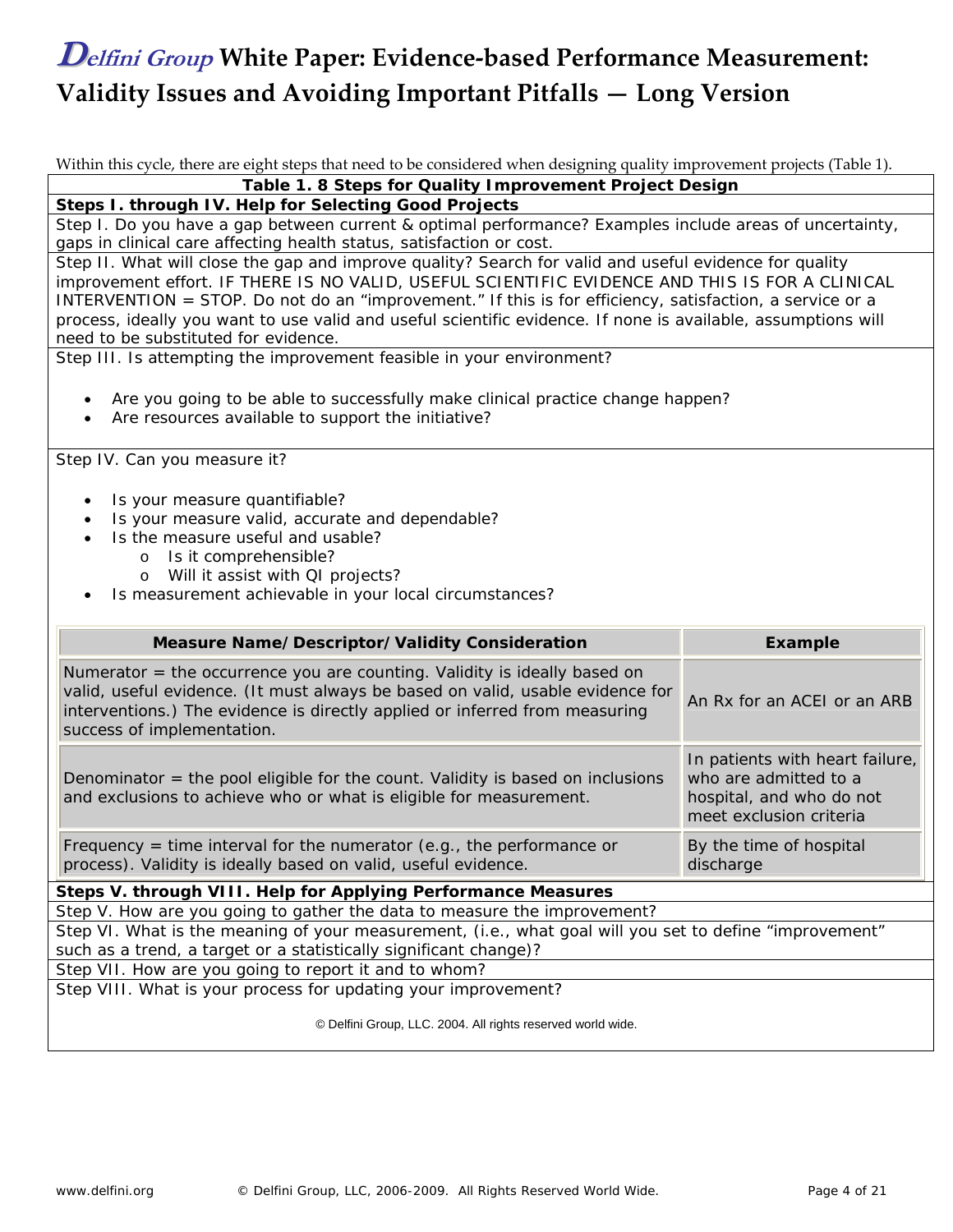Within this cycle, there are eight steps that need to be considered when designing quality improvement projects (Table 1).

**Table 1. 8 Steps for Quality Improvement Project Design**

**Steps I. through IV. Help for Selecting Good Projects**

Step I. Do you have a gap between current & optimal performance? Examples include areas of uncertainty, gaps in clinical care affecting health status, satisfaction or cost.

Step II. What will close the gap and improve quality? Search for valid and useful evidence for quality improvement effort. IF THERE IS NO VALID, USEFUL SCIENTIFIC EVIDENCE AND THIS IS FOR A CLINICAL INTERVENTION = STOP. Do not do an "improvement." If this is for efficiency, satisfaction, a service or a process, ideally you want to use valid and useful scientific evidence. If none is available, assumptions will need to be substituted for evidence.

Step III. Is attempting the improvement feasible in your environment?

- Are you going to be able to successfully make clinical practice change happen?
- Are resources available to support the initiative?

Step IV. Can you measure it?

- Is your measure quantifiable?
- Is your measure valid, accurate and dependable?
- Is the measure useful and usable?
  - Is it comprehensible?
  - Will it assist with QI projects?
- Is measurement achievable in your local circumstances?

| Measure Name/Descriptor/Validity Consideration | Example |
|---|---|
| Numerator = the occurrence you are counting. Validity is ideally based on valid, useful evidence. (It must always be based on valid, usable evidence for interventions.) The evidence is directly applied or inferred from measuring success of implementation. | An Rx for an ACEI or an ARB |
| Denominator = the pool eligible for the count. Validity is based on inclusions and exclusions to achieve who or what is eligible for measurement. | In patients with heart failure, who are admitted to a hospital, and who do not meet exclusion criteria |
| Frequency = time interval for the numerator (e.g., the performance or process). Validity is ideally based on valid, useful evidence. | By the time of hospital discharge |

**Steps V. through VIII. Help for Applying Performance Measures**

Step V. How are you going to gather the data to measure the improvement?

Step VI. What is the meaning of your measurement, (i.e., what goal will you set to define "improvement" such as a trend, a target or a statistically significant change)?

Step VII. How are you going to report it and to whom?

Step VIII. What is your process for updating your improvement?

© Delfini Group, LLC. 2004. All rights reserved world wide.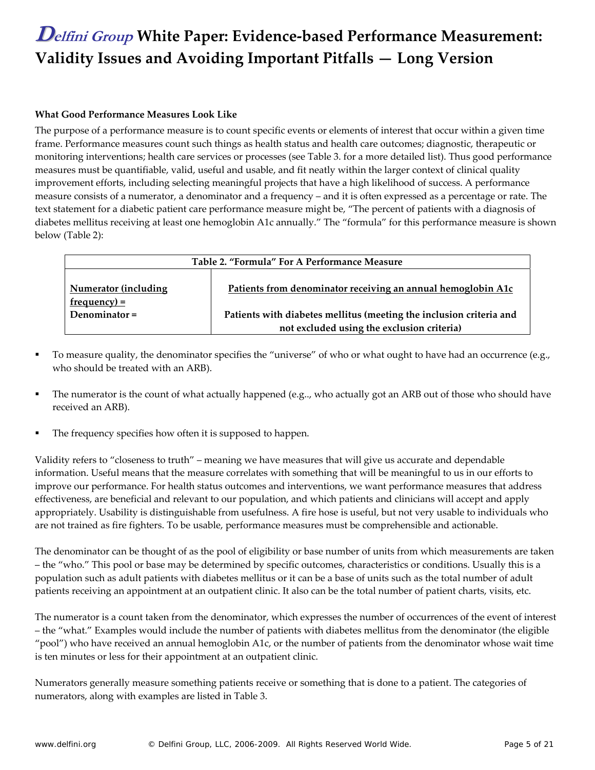### What Good Performance Measures Look Like

The purpose of a performance measure is to count specific events or elements of interest that occur within a given time frame. Performance measures count such things as health status and health care outcomes; diagnostic, therapeutic or monitoring interventions; health care services or processes (see Table 3. for a more detailed list). Thus good performance measures must be quantifiable, valid, useful and usable, and fit neatly within the larger context of clinical quality improvement efforts, including selecting meaningful projects that have a high likelihood of success. A performance measure consists of a numerator, a denominator and a frequency – and it is often expressed as a percentage or rate. The text statement for a diabetic patient care performance measure might be, "The percent of patients with a diagnosis of diabetes mellitus receiving at least one hemoglobin A1c annually." The "formula" for this performance measure is shown below (Table 2):

| Table 2. "Formula" For A Performance Measure | |
|---|---|
| Numerator (including frequency) = | Patients from denominator receiving an annual hemoglobin A1c |
| Denominator = | Patients with diabetes mellitus (meeting the inclusion criteria and not excluded using the exclusion criteria) |

- To measure quality, the denominator specifies the "universe" of who or what ought to have had an occurrence (e.g., who should be treated with an ARB).
- The numerator is the count of what actually happened (e.g.., who actually got an ARB out of those who should have received an ARB).
- The frequency specifies how often it is supposed to happen.

Validity refers to "closeness to truth" – meaning we have measures that will give us accurate and dependable information. Useful means that the measure correlates with something that will be meaningful to us in our efforts to improve our performance. For health status outcomes and interventions, we want performance measures that address effectiveness, are beneficial and relevant to our population, and which patients and clinicians will accept and apply appropriately. Usability is distinguishable from usefulness. A fire hose is useful, but not very usable to individuals who are not trained as fire fighters. To be usable, performance measures must be comprehensible and actionable.

The denominator can be thought of as the pool of eligibility or base number of units from which measurements are taken – the "who." This pool or base may be determined by specific outcomes, characteristics or conditions. Usually this is a population such as adult patients with diabetes mellitus or it can be a base of units such as the total number of adult patients receiving an appointment at an outpatient clinic. It also can be the total number of patient charts, visits, etc.

The numerator is a count taken from the denominator, which expresses the number of occurrences of the event of interest – the "what." Examples would include the number of patients with diabetes mellitus from the denominator (the eligible "pool") who have received an annual hemoglobin A1c, or the number of patients from the denominator whose wait time is ten minutes or less for their appointment at an outpatient clinic.

Numerators generally measure something patients receive or something that is done to a patient. The categories of numerators, along with examples are listed in Table 3.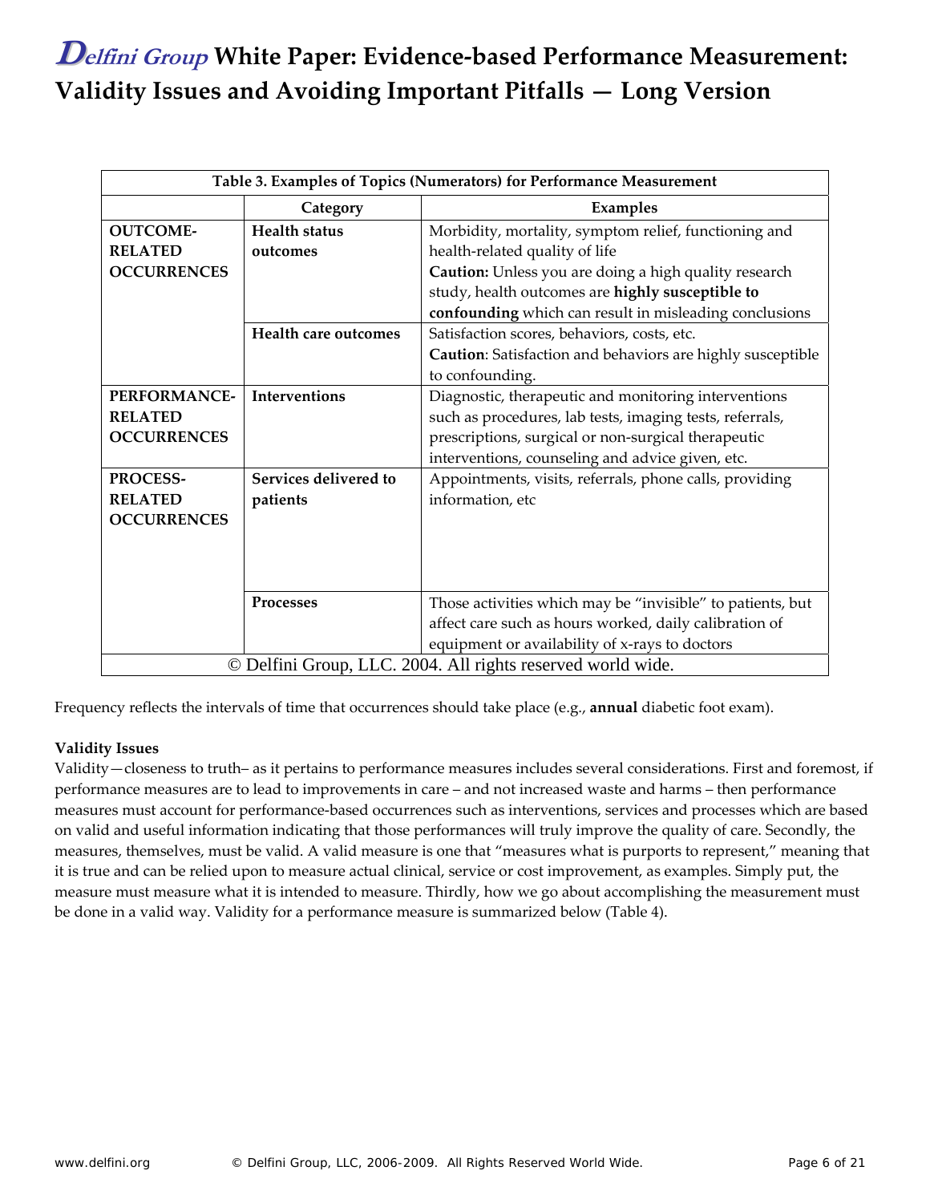| Table 3. Examples of Topics (Numerators) for Performance Measurement | | |
|---|---|---|
| | **Category** | **Examples** |
| **OUTCOME-RELATED OCCURRENCES** | **Health status outcomes** | Morbidity, mortality, symptom relief, functioning and health-related quality of life **Caution:** Unless you are doing a high quality research study, health outcomes are **highly susceptible to confounding** which can result in misleading conclusions |
| | **Health care outcomes** | Satisfaction scores, behaviors, costs, etc. **Caution**: Satisfaction and behaviors are highly susceptible to confounding. |
| **PERFORMANCE-RELATED OCCURRENCES** | **Interventions** | Diagnostic, therapeutic and monitoring interventions such as procedures, lab tests, imaging tests, referrals, prescriptions, surgical or non-surgical therapeutic interventions, counseling and advice given, etc. |
| **PROCESS-RELATED OCCURRENCES** | **Services delivered to patients** | Appointments, visits, referrals, phone calls, providing information, etc |
| | **Processes** | Those activities which may be "invisible" to patients, but affect care such as hours worked, daily calibration of equipment or availability of x-rays to doctors |
| © Delfini Group, LLC. 2004. All rights reserved world wide. | | |

Frequency reflects the intervals of time that occurrences should take place (e.g., **annual** diabetic foot exam).

**Validity Issues**

Validity—closeness to truth– as it pertains to performance measures includes several considerations. First and foremost, if performance measures are to lead to improvements in care – and not increased waste and harms – then performance measures must account for performance-based occurrences such as interventions, services and processes which are based on valid and useful information indicating that those performances will truly improve the quality of care. Secondly, the measures, themselves, must be valid. A valid measure is one that "measures what is purports to represent," meaning that it is true and can be relied upon to measure actual clinical, service or cost improvement, as examples. Simply put, the measure must measure what it is intended to measure. Thirdly, how we go about accomplishing the measurement must be done in a valid way. Validity for a performance measure is summarized below (Table 4).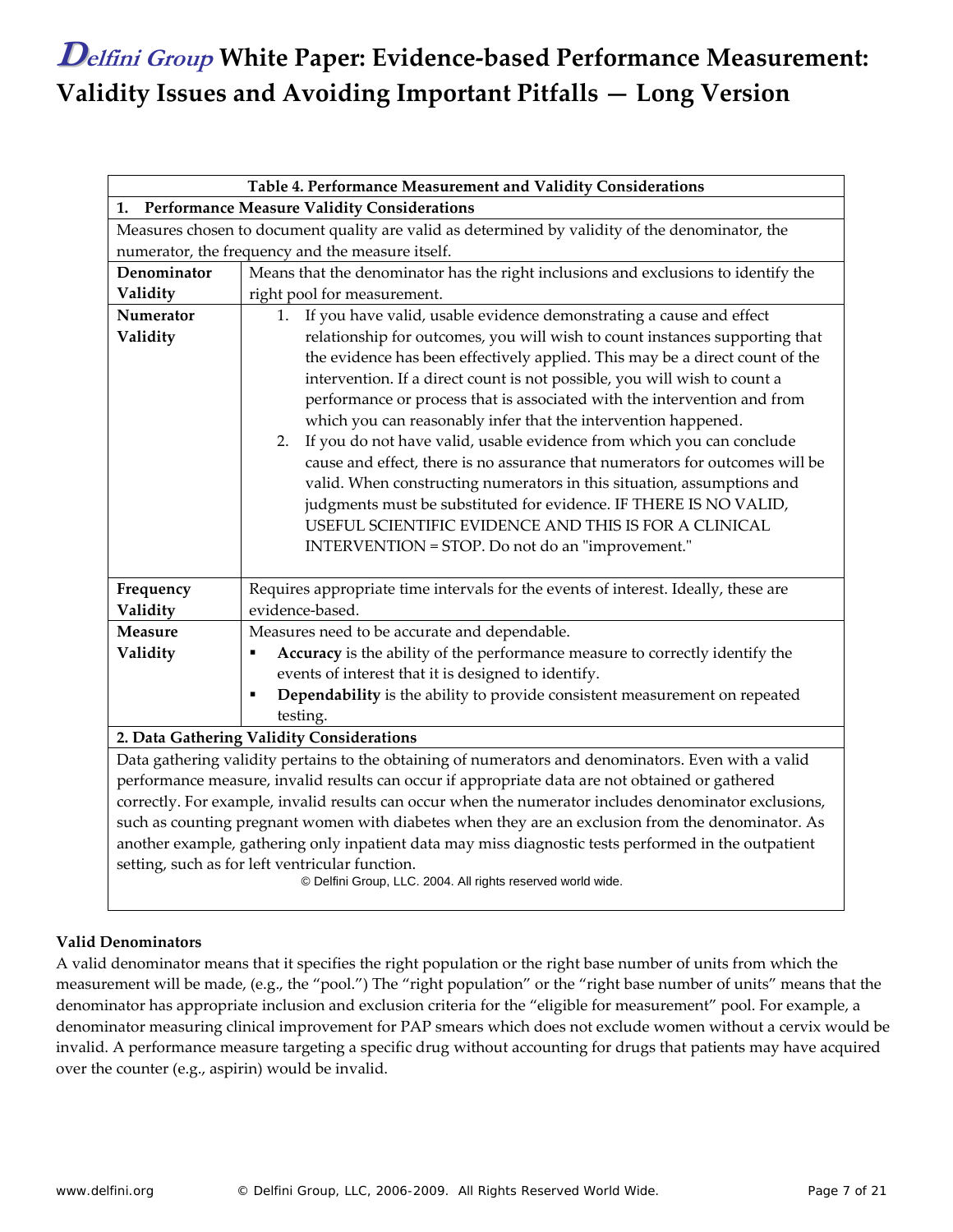| Table 4. Performance Measurement and Validity Considerations | |
|---|---|
| **1. Performance Measure Validity Considerations** | |
| Measures chosen to document quality are valid as determined by validity of the denominator, the numerator, the frequency and the measure itself. | |
| **Denominator Validity** | Means that the denominator has the right inclusions and exclusions to identify the right pool for measurement. |
| **Numerator Validity** | 1. If you have valid, usable evidence demonstrating a cause and effect relationship for outcomes, you will wish to count instances supporting that the evidence has been effectively applied. This may be a direct count of the intervention. If a direct count is not possible, you will wish to count a performance or process that is associated with the intervention and from which you can reasonably infer that the intervention happened.<br>2. If you do not have valid, usable evidence from which you can conclude cause and effect, there is no assurance that numerators for outcomes will be valid. When constructing numerators in this situation, assumptions and judgments must be substituted for evidence. IF THERE IS NO VALID, USEFUL SCIENTIFIC EVIDENCE AND THIS IS FOR A CLINICAL INTERVENTION = STOP. Do not do an "improvement." |
| **Frequency Validity** | Requires appropriate time intervals for the events of interest. Ideally, these are evidence-based. |
| **Measure Validity** | Measures need to be accurate and dependable.<br>▪ **Accuracy** is the ability of the performance measure to correctly identify the events of interest that it is designed to identify.<br>▪ **Dependability** is the ability to provide consistent measurement on repeated testing. |
| **2. Data Gathering Validity Considerations** | |
| Data gathering validity pertains to the obtaining of numerators and denominators. Even with a valid performance measure, invalid results can occur if appropriate data are not obtained or gathered correctly. For example, invalid results can occur when the numerator includes denominator exclusions, such as counting pregnant women with diabetes when they are an exclusion from the denominator. As another example, gathering only inpatient data may miss diagnostic tests performed in the outpatient setting, such as for left ventricular function.<br>© Delfini Group, LLC. 2004. All rights reserved world wide. | |

**Valid Denominators**

A valid denominator means that it specifies the right population or the right base number of units from which the measurement will be made, (e.g., the "pool.") The "right population" or the "right base number of units" means that the denominator has appropriate inclusion and exclusion criteria for the "eligible for measurement" pool. For example, a denominator measuring clinical improvement for PAP smears which does not exclude women without a cervix would be invalid. A performance measure targeting a specific drug without accounting for drugs that patients may have acquired over the counter (e.g., aspirin) would be invalid.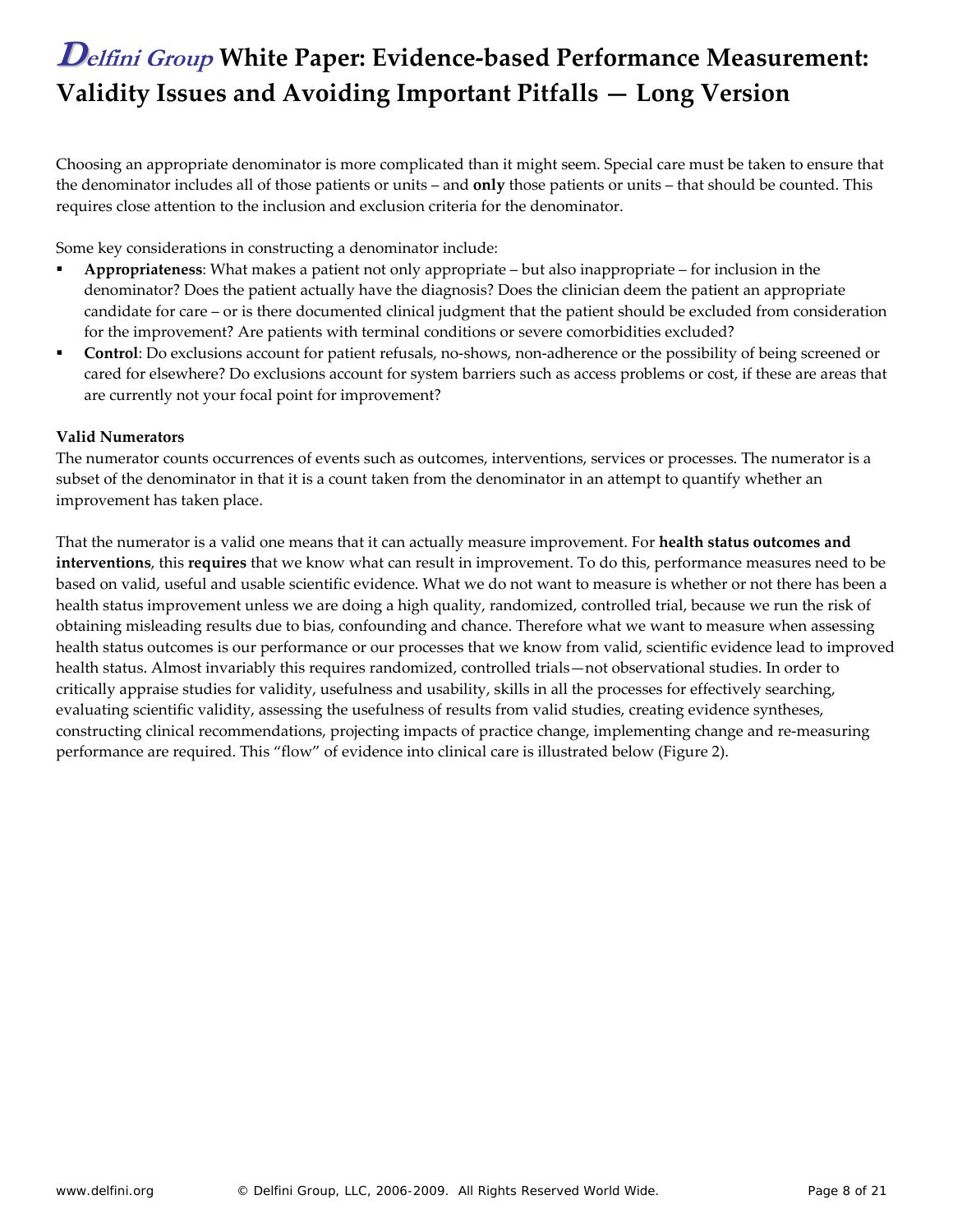Choosing an appropriate denominator is more complicated than it might seem. Special care must be taken to ensure that the denominator includes all of those patients or units – and **only** those patients or units – that should be counted. This requires close attention to the inclusion and exclusion criteria for the denominator.

Some key considerations in constructing a denominator include:

- **Appropriateness**: What makes a patient not only appropriate – but also inappropriate – for inclusion in the denominator? Does the patient actually have the diagnosis? Does the clinician deem the patient an appropriate candidate for care – or is there documented clinical judgment that the patient should be excluded from consideration for the improvement? Are patients with terminal conditions or severe comorbidities excluded?
- **Control**: Do exclusions account for patient refusals, no-shows, non-adherence or the possibility of being screened or cared for elsewhere? Do exclusions account for system barriers such as access problems or cost, if these are areas that are currently not your focal point for improvement?

**Valid Numerators**

The numerator counts occurrences of events such as outcomes, interventions, services or processes. The numerator is a subset of the denominator in that it is a count taken from the denominator in an attempt to quantify whether an improvement has taken place.

That the numerator is a valid one means that it can actually measure improvement. For **health status outcomes and interventions**, this **requires** that we know what can result in improvement. To do this, performance measures need to be based on valid, useful and usable scientific evidence. What we do not want to measure is whether or not there has been a health status improvement unless we are doing a high quality, randomized, controlled trial, because we run the risk of obtaining misleading results due to bias, confounding and chance. Therefore what we want to measure when assessing health status outcomes is our performance or our processes that we know from valid, scientific evidence lead to improved health status. Almost invariably this requires randomized, controlled trials—not observational studies. In order to critically appraise studies for validity, usefulness and usability, skills in all the processes for effectively searching, evaluating scientific validity, assessing the usefulness of results from valid studies, creating evidence syntheses, constructing clinical recommendations, projecting impacts of practice change, implementing change and re-measuring performance are required. This "flow" of evidence into clinical care is illustrated below (Figure 2).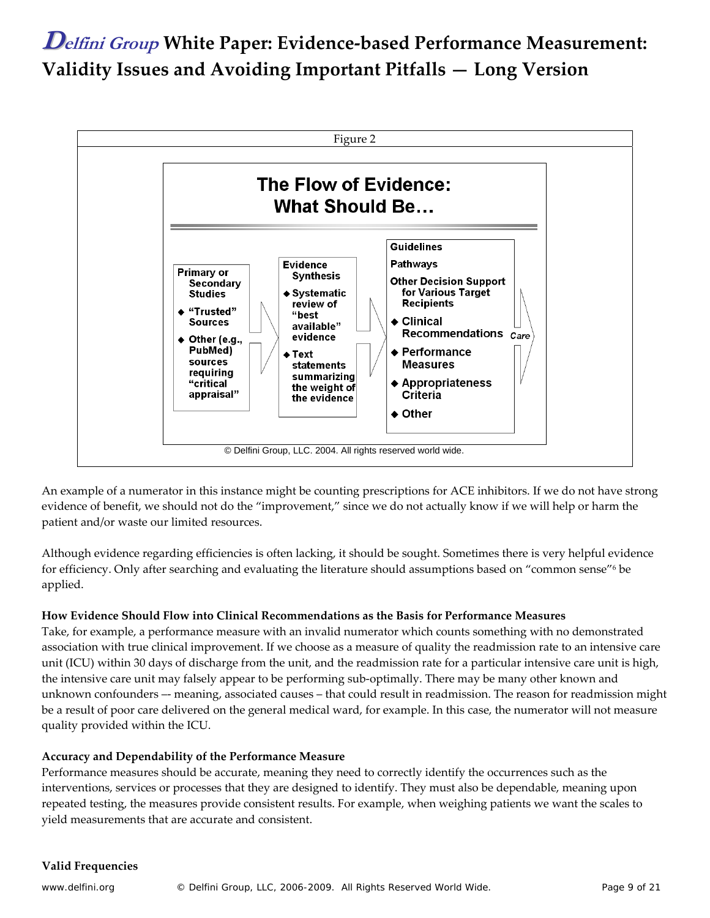Figure 2

**The Flow of Evidence: What Should Be…**

**Primary or Secondary Studies**
- "Trusted" Sources
- Other (e.g., PubMed) sources requiring "critical appraisal"

**Evidence Synthesis**
- Systematic review of "best available" evidence
- Text statements summarizing the weight of the evidence

**Guidelines**
**Pathways**
**Other Decision Support for Various Target Recipients**
- Clinical Recommendations
- Performance Measures
- Appropriateness Criteria
- Other

*Care*

© Delfini Group, LLC. 2004. All rights reserved world wide.

An example of a numerator in this instance might be counting prescriptions for ACE inhibitors. If we do not have strong evidence of benefit, we should not do the "improvement," since we do not actually know if we will help or harm the patient and/or waste our limited resources.

Although evidence regarding efficiencies is often lacking, it should be sought. Sometimes there is very helpful evidence for efficiency. Only after searching and evaluating the literature should assumptions based on "common sense"[6] be applied.

**How Evidence Should Flow into Clinical Recommendations as the Basis for Performance Measures**

Take, for example, a performance measure with an invalid numerator which counts something with no demonstrated association with true clinical improvement. If we choose as a measure of quality the readmission rate to an intensive care unit (ICU) within 30 days of discharge from the unit, and the readmission rate for a particular intensive care unit is high, the intensive care unit may falsely appear to be performing sub-optimally. There may be many other known and unknown confounders –- meaning, associated causes – that could result in readmission. The reason for readmission might be a result of poor care delivered on the general medical ward, for example. In this case, the numerator will not measure quality provided within the ICU.

**Accuracy and Dependability of the Performance Measure**

Performance measures should be accurate, meaning they need to correctly identify the occurrences such as the interventions, services or processes that they are designed to identify. They must also be dependable, meaning upon repeated testing, the measures provide consistent results. For example, when weighing patients we want the scales to yield measurements that are accurate and consistent.

**Valid Frequencies**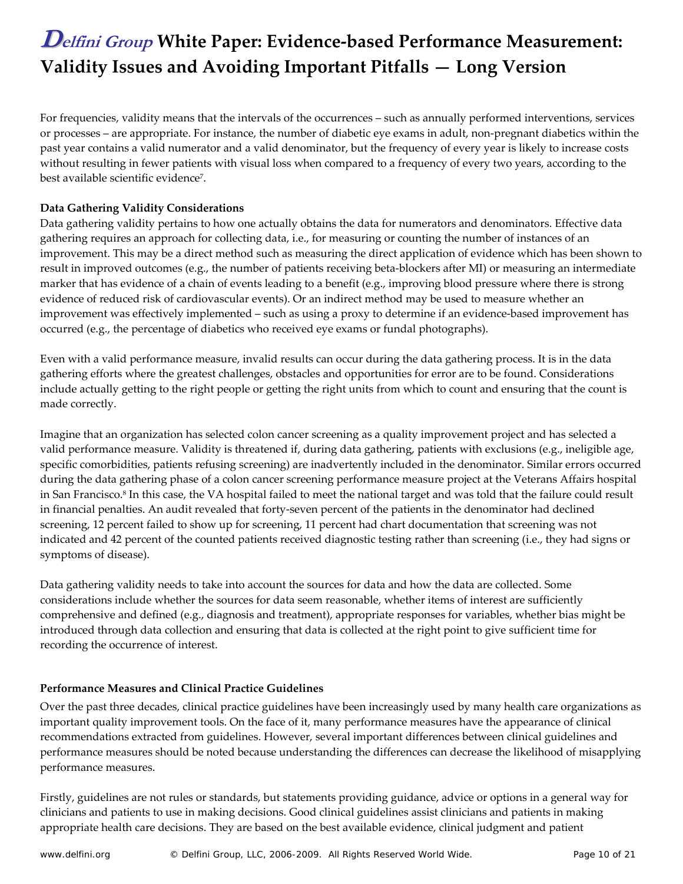For frequencies, validity means that the intervals of the occurrences – such as annually performed interventions, services or processes – are appropriate. For instance, the number of diabetic eye exams in adult, non-pregnant diabetics within the past year contains a valid numerator and a valid denominator, but the frequency of every year is likely to increase costs without resulting in fewer patients with visual loss when compared to a frequency of every two years, according to the best available scientific evidence[7].

**Data Gathering Validity Considerations**

Data gathering validity pertains to how one actually obtains the data for numerators and denominators. Effective data gathering requires an approach for collecting data, i.e., for measuring or counting the number of instances of an improvement. This may be a direct method such as measuring the direct application of evidence which has been shown to result in improved outcomes (e.g., the number of patients receiving beta-blockers after MI) or measuring an intermediate marker that has evidence of a chain of events leading to a benefit (e.g., improving blood pressure where there is strong evidence of reduced risk of cardiovascular events). Or an indirect method may be used to measure whether an improvement was effectively implemented – such as using a proxy to determine if an evidence-based improvement has occurred (e.g., the percentage of diabetics who received eye exams or fundal photographs).

Even with a valid performance measure, invalid results can occur during the data gathering process. It is in the data gathering efforts where the greatest challenges, obstacles and opportunities for error are to be found. Considerations include actually getting to the right people or getting the right units from which to count and ensuring that the count is made correctly.

Imagine that an organization has selected colon cancer screening as a quality improvement project and has selected a valid performance measure. Validity is threatened if, during data gathering, patients with exclusions (e.g., ineligible age, specific comorbidities, patients refusing screening) are inadvertently included in the denominator. Similar errors occurred during the data gathering phase of a colon cancer screening performance measure project at the Veterans Affairs hospital in San Francisco.[8] In this case, the VA hospital failed to meet the national target and was told that the failure could result in financial penalties. An audit revealed that forty-seven percent of the patients in the denominator had declined screening, 12 percent failed to show up for screening, 11 percent had chart documentation that screening was not indicated and 42 percent of the counted patients received diagnostic testing rather than screening (i.e., they had signs or symptoms of disease).

Data gathering validity needs to take into account the sources for data and how the data are collected. Some considerations include whether the sources for data seem reasonable, whether items of interest are sufficiently comprehensive and defined (e.g., diagnosis and treatment), appropriate responses for variables, whether bias might be introduced through data collection and ensuring that data is collected at the right point to give sufficient time for recording the occurrence of interest.

**Performance Measures and Clinical Practice Guidelines**

Over the past three decades, clinical practice guidelines have been increasingly used by many health care organizations as important quality improvement tools. On the face of it, many performance measures have the appearance of clinical recommendations extracted from guidelines. However, several important differences between clinical guidelines and performance measures should be noted because understanding the differences can decrease the likelihood of misapplying performance measures.

Firstly, guidelines are not rules or standards, but statements providing guidance, advice or options in a general way for clinicians and patients to use in making decisions. Good clinical guidelines assist clinicians and patients in making appropriate health care decisions. They are based on the best available evidence, clinical judgment and patient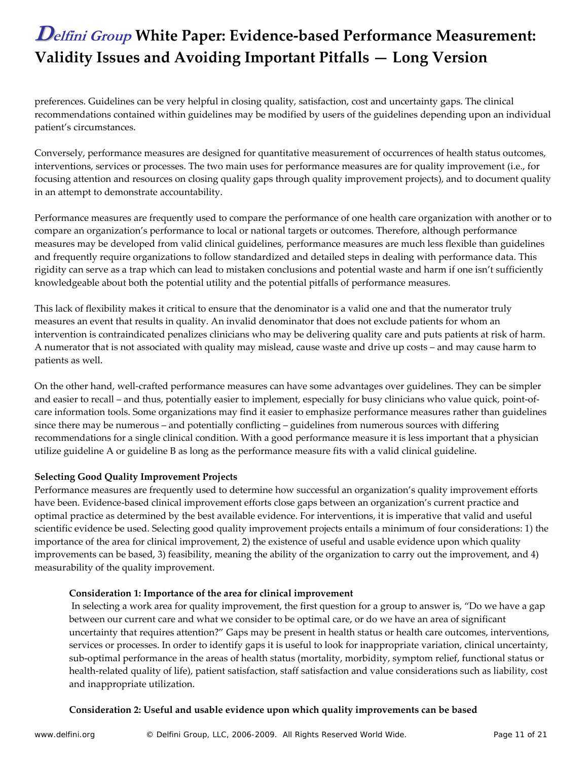preferences. Guidelines can be very helpful in closing quality, satisfaction, cost and uncertainty gaps. The clinical recommendations contained within guidelines may be modified by users of the guidelines depending upon an individual patient's circumstances.

Conversely, performance measures are designed for quantitative measurement of occurrences of health status outcomes, interventions, services or processes. The two main uses for performance measures are for quality improvement (i.e., for focusing attention and resources on closing quality gaps through quality improvement projects), and to document quality in an attempt to demonstrate accountability.

Performance measures are frequently used to compare the performance of one health care organization with another or to compare an organization's performance to local or national targets or outcomes. Therefore, although performance measures may be developed from valid clinical guidelines, performance measures are much less flexible than guidelines and frequently require organizations to follow standardized and detailed steps in dealing with performance data. This rigidity can serve as a trap which can lead to mistaken conclusions and potential waste and harm if one isn't sufficiently knowledgeable about both the potential utility and the potential pitfalls of performance measures.

This lack of flexibility makes it critical to ensure that the denominator is a valid one and that the numerator truly measures an event that results in quality. An invalid denominator that does not exclude patients for whom an intervention is contraindicated penalizes clinicians who may be delivering quality care and puts patients at risk of harm. A numerator that is not associated with quality may mislead, cause waste and drive up costs – and may cause harm to patients as well.

On the other hand, well-crafted performance measures can have some advantages over guidelines. They can be simpler and easier to recall – and thus, potentially easier to implement, especially for busy clinicians who value quick, point-of-care information tools. Some organizations may find it easier to emphasize performance measures rather than guidelines since there may be numerous – and potentially conflicting – guidelines from numerous sources with differing recommendations for a single clinical condition. With a good performance measure it is less important that a physician utilize guideline A or guideline B as long as the performance measure fits with a valid clinical guideline.

**Selecting Good Quality Improvement Projects**

Performance measures are frequently used to determine how successful an organization's quality improvement efforts have been. Evidence-based clinical improvement efforts close gaps between an organization's current practice and optimal practice as determined by the best available evidence. For interventions, it is imperative that valid and useful scientific evidence be used. Selecting good quality improvement projects entails a minimum of four considerations: 1) the importance of the area for clinical improvement, 2) the existence of useful and usable evidence upon which quality improvements can be based, 3) feasibility, meaning the ability of the organization to carry out the improvement, and 4) measurability of the quality improvement.

**Consideration 1: Importance of the area for clinical improvement**

In selecting a work area for quality improvement, the first question for a group to answer is, "Do we have a gap between our current care and what we consider to be optimal care, or do we have an area of significant uncertainty that requires attention?" Gaps may be present in health status or health care outcomes, interventions, services or processes. In order to identify gaps it is useful to look for inappropriate variation, clinical uncertainty, sub-optimal performance in the areas of health status (mortality, morbidity, symptom relief, functional status or health-related quality of life), patient satisfaction, staff satisfaction and value considerations such as liability, cost and inappropriate utilization.

**Consideration 2: Useful and usable evidence upon which quality improvements can be based**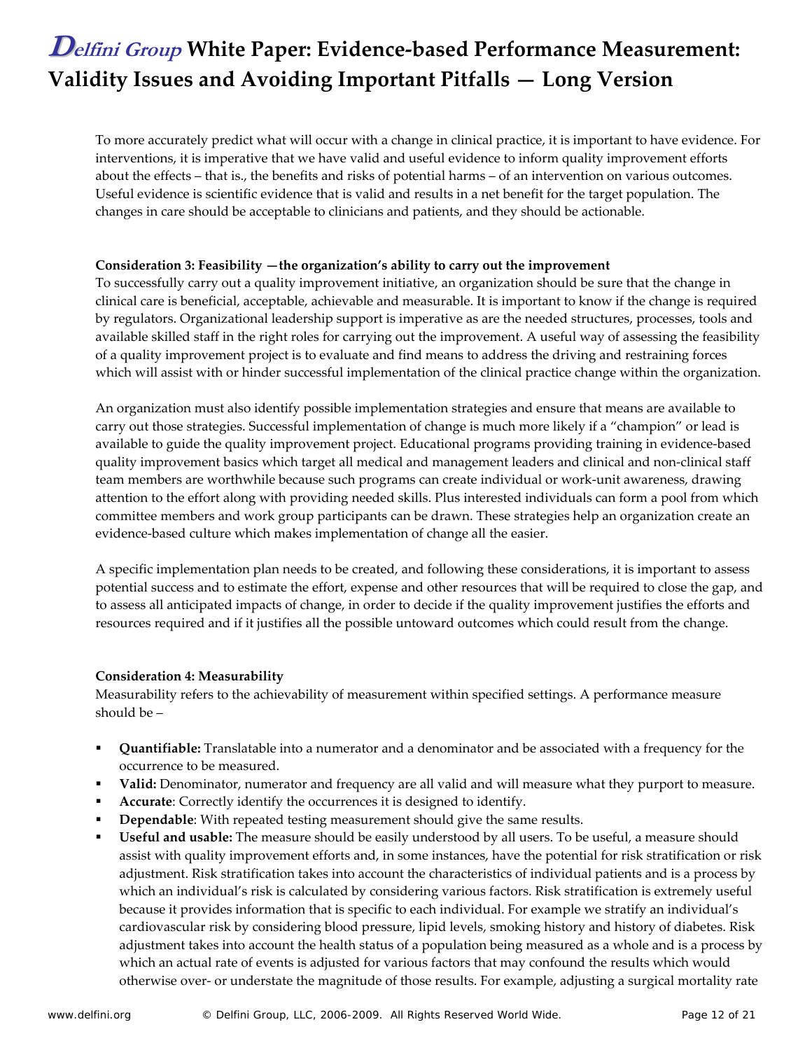To more accurately predict what will occur with a change in clinical practice, it is important to have evidence. For interventions, it is imperative that we have valid and useful evidence to inform quality improvement efforts about the effects – that is., the benefits and risks of potential harms – of an intervention on various outcomes. Useful evidence is scientific evidence that is valid and results in a net benefit for the target population. The changes in care should be acceptable to clinicians and patients, and they should be actionable.

**Consideration 3: Feasibility —the organization's ability to carry out the improvement**
To successfully carry out a quality improvement initiative, an organization should be sure that the change in clinical care is beneficial, acceptable, achievable and measurable. It is important to know if the change is required by regulators. Organizational leadership support is imperative as are the needed structures, processes, tools and available skilled staff in the right roles for carrying out the improvement. A useful way of assessing the feasibility of a quality improvement project is to evaluate and find means to address the driving and restraining forces which will assist with or hinder successful implementation of the clinical practice change within the organization.

An organization must also identify possible implementation strategies and ensure that means are available to carry out those strategies. Successful implementation of change is much more likely if a "champion" or lead is available to guide the quality improvement project. Educational programs providing training in evidence-based quality improvement basics which target all medical and management leaders and clinical and non-clinical staff team members are worthwhile because such programs can create individual or work-unit awareness, drawing attention to the effort along with providing needed skills. Plus interested individuals can form a pool from which committee members and work group participants can be drawn. These strategies help an organization create an evidence-based culture which makes implementation of change all the easier.

A specific implementation plan needs to be created, and following these considerations, it is important to assess potential success and to estimate the effort, expense and other resources that will be required to close the gap, and to assess all anticipated impacts of change, in order to decide if the quality improvement justifies the efforts and resources required and if it justifies all the possible untoward outcomes which could result from the change.

**Consideration 4: Measurability**
Measurability refers to the achievability of measurement within specified settings. A performance measure should be –

- **Quantifiable:** Translatable into a numerator and a denominator and be associated with a frequency for the occurrence to be measured.
- **Valid:** Denominator, numerator and frequency are all valid and will measure what they purport to measure.
- **Accurate**: Correctly identify the occurrences it is designed to identify.
- **Dependable**: With repeated testing measurement should give the same results.
- **Useful and usable:** The measure should be easily understood by all users. To be useful, a measure should assist with quality improvement efforts and, in some instances, have the potential for risk stratification or risk adjustment. Risk stratification takes into account the characteristics of individual patients and is a process by which an individual's risk is calculated by considering various factors. Risk stratification is extremely useful because it provides information that is specific to each individual. For example we stratify an individual's cardiovascular risk by considering blood pressure, lipid levels, smoking history and history of diabetes. Risk adjustment takes into account the health status of a population being measured as a whole and is a process by which an actual rate of events is adjusted for various factors that may confound the results which would otherwise over- or understate the magnitude of those results. For example, adjusting a surgical mortality rate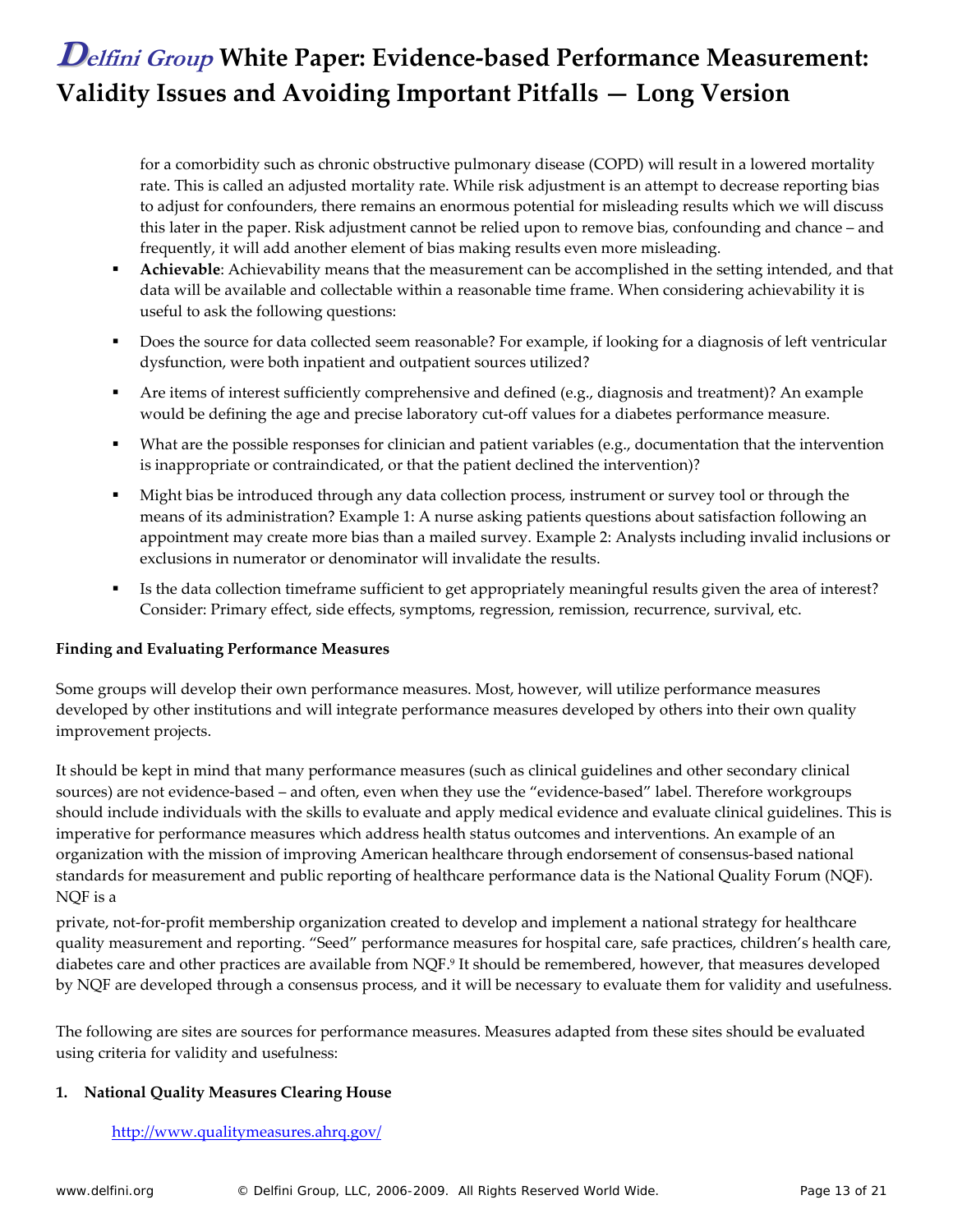for a comorbidity such as chronic obstructive pulmonary disease (COPD) will result in a lowered mortality rate. This is called an adjusted mortality rate. While risk adjustment is an attempt to decrease reporting bias to adjust for confounders, there remains an enormous potential for misleading results which we will discuss this later in the paper. Risk adjustment cannot be relied upon to remove bias, confounding and chance – and frequently, it will add another element of bias making results even more misleading.

- **Achievable**: Achievability means that the measurement can be accomplished in the setting intended, and that data will be available and collectable within a reasonable time frame. When considering achievability it is useful to ask the following questions:

- Does the source for data collected seem reasonable? For example, if looking for a diagnosis of left ventricular dysfunction, were both inpatient and outpatient sources utilized?

- Are items of interest sufficiently comprehensive and defined (e.g., diagnosis and treatment)? An example would be defining the age and precise laboratory cut-off values for a diabetes performance measure.

- What are the possible responses for clinician and patient variables (e.g., documentation that the intervention is inappropriate or contraindicated, or that the patient declined the intervention)?

- Might bias be introduced through any data collection process, instrument or survey tool or through the means of its administration? Example 1: A nurse asking patients questions about satisfaction following an appointment may create more bias than a mailed survey. Example 2: Analysts including invalid inclusions or exclusions in numerator or denominator will invalidate the results.

- Is the data collection timeframe sufficient to get appropriately meaningful results given the area of interest? Consider: Primary effect, side effects, symptoms, regression, remission, recurrence, survival, etc.

**Finding and Evaluating Performance Measures**

Some groups will develop their own performance measures. Most, however, will utilize performance measures developed by other institutions and will integrate performance measures developed by others into their own quality improvement projects.

It should be kept in mind that many performance measures (such as clinical guidelines and other secondary clinical sources) are not evidence-based – and often, even when they use the "evidence-based" label. Therefore workgroups should include individuals with the skills to evaluate and apply medical evidence and evaluate clinical guidelines. This is imperative for performance measures which address health status outcomes and interventions. An example of an organization with the mission of improving American healthcare through endorsement of consensus-based national standards for measurement and public reporting of healthcare performance data is the National Quality Forum (NQF). NQF is a private, not-for-profit membership organization created to develop and implement a national strategy for healthcare quality measurement and reporting. "Seed" performance measures for hospital care, safe practices, children's health care, diabetes care and other practices are available from NQF.[9] It should be remembered, however, that measures developed by NQF are developed through a consensus process, and it will be necessary to evaluate them for validity and usefulness.

The following are sites are sources for performance measures. Measures adapted from these sites should be evaluated using criteria for validity and usefulness:

1. **National Quality Measures Clearing House**

   http://www.qualitymeasures.ahrq.gov/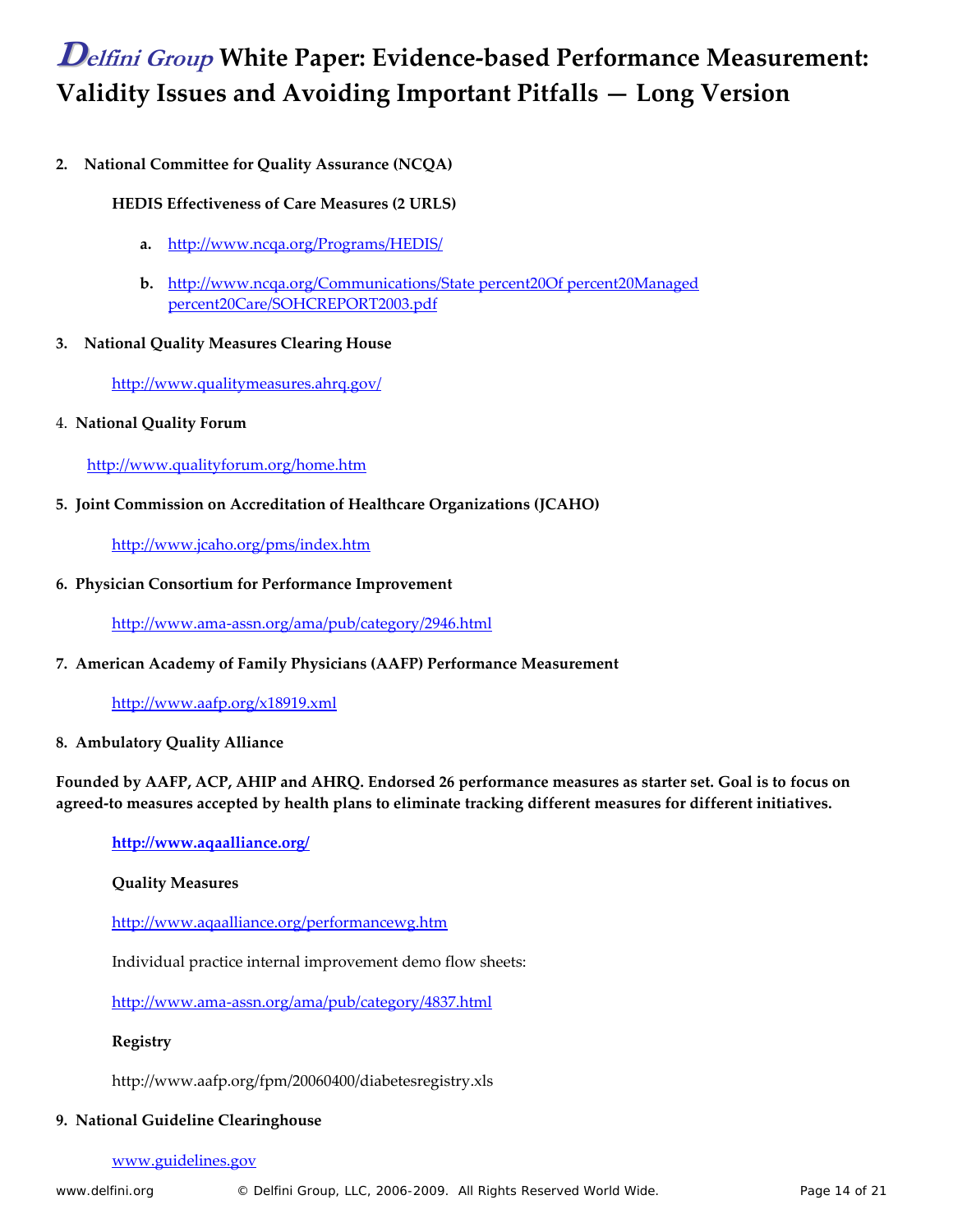2. **National Committee for Quality Assurance (NCQA)**

    **HEDIS Effectiveness of Care Measures (2 URLS)**

    a. http://www.ncqa.org/Programs/HEDIS/

    b. http://www.ncqa.org/Communications/State percent20Of percent20Managed percent20Care/SOHCREPORT2003.pdf

3. **National Quality Measures Clearing House**

    http://www.qualitymeasures.ahrq.gov/

4. **National Quality Forum**

    http://www.qualityforum.org/home.htm

5. **Joint Commission on Accreditation of Healthcare Organizations (JCAHO)**

    http://www.jcaho.org/pms/index.htm

6. **Physician Consortium for Performance Improvement**

    http://www.ama-assn.org/ama/pub/category/2946.html

7. **American Academy of Family Physicians (AAFP) Performance Measurement**

    http://www.aafp.org/x18919.xml

8. **Ambulatory Quality Alliance**

**Founded by AAFP, ACP, AHIP and AHRQ. Endorsed 26 performance measures as starter set. Goal is to focus on agreed-to measures accepted by health plans to eliminate tracking different measures for different initiatives.**

**http://www.aqaalliance.org/**

**Quality Measures**

http://www.aqaalliance.org/performancewg.htm

Individual practice internal improvement demo flow sheets:

http://www.ama-assn.org/ama/pub/category/4837.html

**Registry**

http://www.aafp.org/fpm/20060400/diabetesregistry.xls

9. **National Guideline Clearinghouse**

    www.guidelines.gov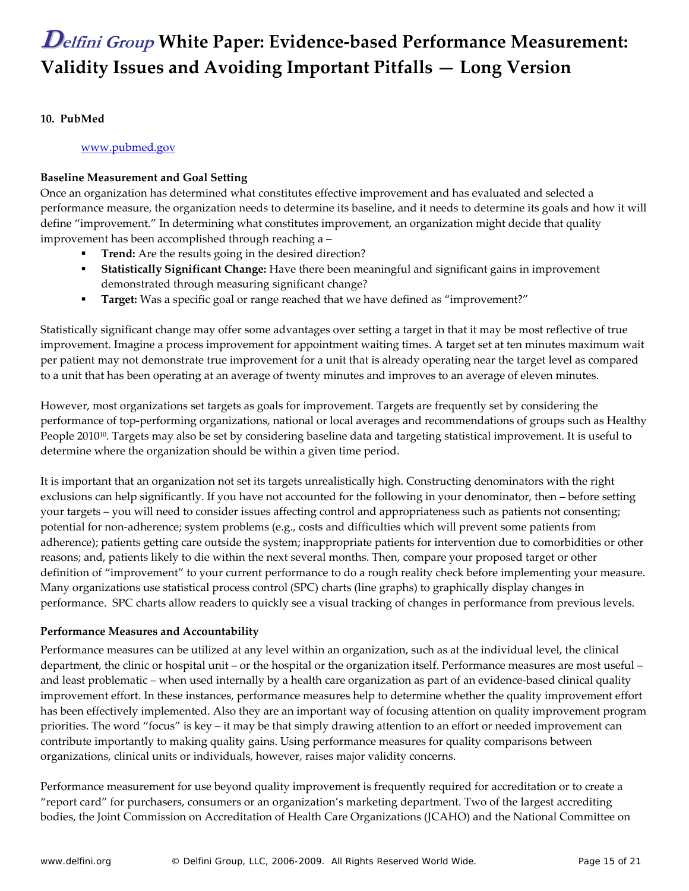**10. PubMed**

www.pubmed.gov

**Baseline Measurement and Goal Setting**

Once an organization has determined what constitutes effective improvement and has evaluated and selected a performance measure, the organization needs to determine its baseline, and it needs to determine its goals and how it will define "improvement." In determining what constitutes improvement, an organization might decide that quality improvement has been accomplished through reaching a –

- **Trend:** Are the results going in the desired direction?
- **Statistically Significant Change:** Have there been meaningful and significant gains in improvement demonstrated through measuring significant change?
- **Target:** Was a specific goal or range reached that we have defined as "improvement?"

Statistically significant change may offer some advantages over setting a target in that it may be most reflective of true improvement. Imagine a process improvement for appointment waiting times. A target set at ten minutes maximum wait per patient may not demonstrate true improvement for a unit that is already operating near the target level as compared to a unit that has been operating at an average of twenty minutes and improves to an average of eleven minutes.

However, most organizations set targets as goals for improvement. Targets are frequently set by considering the performance of top-performing organizations, national or local averages and recommendations of groups such as Healthy People 2010[10]. Targets may also be set by considering baseline data and targeting statistical improvement. It is useful to determine where the organization should be within a given time period.

It is important that an organization not set its targets unrealistically high. Constructing denominators with the right exclusions can help significantly. If you have not accounted for the following in your denominator, then – before setting your targets – you will need to consider issues affecting control and appropriateness such as patients not consenting; potential for non-adherence; system problems (e.g., costs and difficulties which will prevent some patients from adherence); patients getting care outside the system; inappropriate patients for intervention due to comorbidities or other reasons; and, patients likely to die within the next several months. Then, compare your proposed target or other definition of "improvement" to your current performance to do a rough reality check before implementing your measure. Many organizations use statistical process control (SPC) charts (line graphs) to graphically display changes in performance. SPC charts allow readers to quickly see a visual tracking of changes in performance from previous levels.

**Performance Measures and Accountability**

Performance measures can be utilized at any level within an organization, such as at the individual level, the clinical department, the clinic or hospital unit – or the hospital or the organization itself. Performance measures are most useful – and least problematic – when used internally by a health care organization as part of an evidence-based clinical quality improvement effort. In these instances, performance measures help to determine whether the quality improvement effort has been effectively implemented. Also they are an important way of focusing attention on quality improvement program priorities. The word "focus" is key – it may be that simply drawing attention to an effort or needed improvement can contribute importantly to making quality gains. Using performance measures for quality comparisons between organizations, clinical units or individuals, however, raises major validity concerns.

Performance measurement for use beyond quality improvement is frequently required for accreditation or to create a "report card" for purchasers, consumers or an organization's marketing department. Two of the largest accrediting bodies, the Joint Commission on Accreditation of Health Care Organizations (JCAHO) and the National Committee on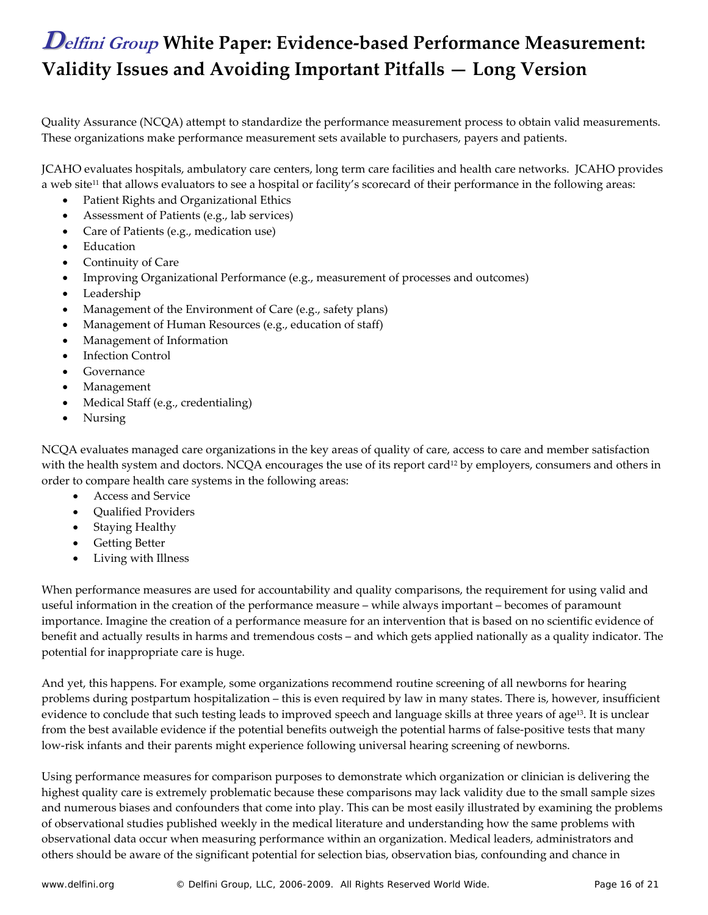Quality Assurance (NCQA) attempt to standardize the performance measurement process to obtain valid measurements. These organizations make performance measurement sets available to purchasers, payers and patients.

JCAHO evaluates hospitals, ambulatory care centers, long term care facilities and health care networks. JCAHO provides a web site[11] that allows evaluators to see a hospital or facility's scorecard of their performance in the following areas:

- Patient Rights and Organizational Ethics
- Assessment of Patients (e.g., lab services)
- Care of Patients (e.g., medication use)
- Education
- Continuity of Care
- Improving Organizational Performance (e.g., measurement of processes and outcomes)
- Leadership
- Management of the Environment of Care (e.g., safety plans)
- Management of Human Resources (e.g., education of staff)
- Management of Information
- Infection Control
- Governance
- Management
- Medical Staff (e.g., credentialing)
- Nursing

NCQA evaluates managed care organizations in the key areas of quality of care, access to care and member satisfaction with the health system and doctors. NCQA encourages the use of its report card[12] by employers, consumers and others in order to compare health care systems in the following areas:

- Access and Service
- Qualified Providers
- Staying Healthy
- Getting Better
- Living with Illness

When performance measures are used for accountability and quality comparisons, the requirement for using valid and useful information in the creation of the performance measure – while always important – becomes of paramount importance. Imagine the creation of a performance measure for an intervention that is based on no scientific evidence of benefit and actually results in harms and tremendous costs – and which gets applied nationally as a quality indicator. The potential for inappropriate care is huge.

And yet, this happens. For example, some organizations recommend routine screening of all newborns for hearing problems during postpartum hospitalization – this is even required by law in many states. There is, however, insufficient evidence to conclude that such testing leads to improved speech and language skills at three years of age[13]. It is unclear from the best available evidence if the potential benefits outweigh the potential harms of false-positive tests that many low-risk infants and their parents might experience following universal hearing screening of newborns.

Using performance measures for comparison purposes to demonstrate which organization or clinician is delivering the highest quality care is extremely problematic because these comparisons may lack validity due to the small sample sizes and numerous biases and confounders that come into play. This can be most easily illustrated by examining the problems of observational studies published weekly in the medical literature and understanding how the same problems with observational data occur when measuring performance within an organization. Medical leaders, administrators and others should be aware of the significant potential for selection bias, observation bias, confounding and chance in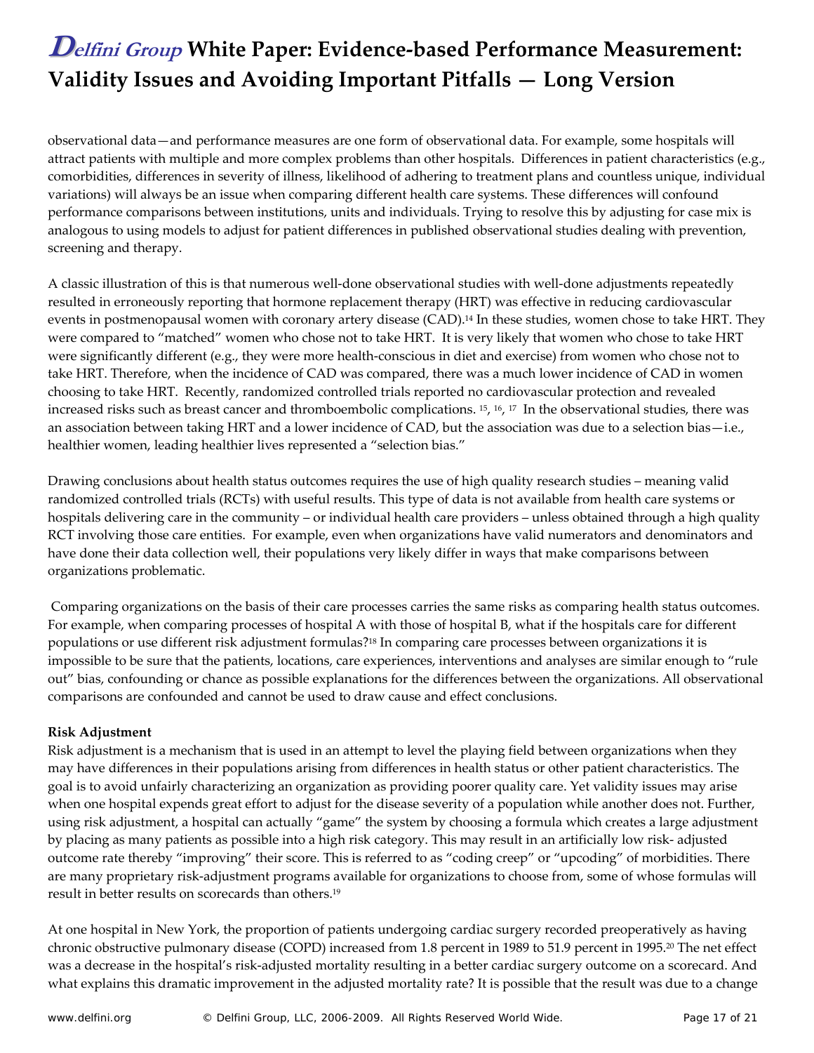observational data—and performance measures are one form of observational data. For example, some hospitals will attract patients with multiple and more complex problems than other hospitals. Differences in patient characteristics (e.g., comorbidities, differences in severity of illness, likelihood of adhering to treatment plans and countless unique, individual variations) will always be an issue when comparing different health care systems. These differences will confound performance comparisons between institutions, units and individuals. Trying to resolve this by adjusting for case mix is analogous to using models to adjust for patient differences in published observational studies dealing with prevention, screening and therapy.

A classic illustration of this is that numerous well-done observational studies with well-done adjustments repeatedly resulted in erroneously reporting that hormone replacement therapy (HRT) was effective in reducing cardiovascular events in postmenopausal women with coronary artery disease (CAD).[14] In these studies, women chose to take HRT. They were compared to "matched" women who chose not to take HRT. It is very likely that women who chose to take HRT were significantly different (e.g., they were more health-conscious in diet and exercise) from women who chose not to take HRT. Therefore, when the incidence of CAD was compared, there was a much lower incidence of CAD in women choosing to take HRT. Recently, randomized controlled trials reported no cardiovascular protection and revealed increased risks such as breast cancer and thromboembolic complications. [15], [16], [17] In the observational studies, there was an association between taking HRT and a lower incidence of CAD, but the association was due to a selection bias—i.e., healthier women, leading healthier lives represented a "selection bias."

Drawing conclusions about health status outcomes requires the use of high quality research studies – meaning valid randomized controlled trials (RCTs) with useful results. This type of data is not available from health care systems or hospitals delivering care in the community – or individual health care providers – unless obtained through a high quality RCT involving those care entities. For example, even when organizations have valid numerators and denominators and have done their data collection well, their populations very likely differ in ways that make comparisons between organizations problematic.

Comparing organizations on the basis of their care processes carries the same risks as comparing health status outcomes. For example, when comparing processes of hospital A with those of hospital B, what if the hospitals care for different populations or use different risk adjustment formulas?[18] In comparing care processes between organizations it is impossible to be sure that the patients, locations, care experiences, interventions and analyses are similar enough to "rule out" bias, confounding or chance as possible explanations for the differences between the organizations. All observational comparisons are confounded and cannot be used to draw cause and effect conclusions.

**Risk Adjustment**

Risk adjustment is a mechanism that is used in an attempt to level the playing field between organizations when they may have differences in their populations arising from differences in health status or other patient characteristics. The goal is to avoid unfairly characterizing an organization as providing poorer quality care. Yet validity issues may arise when one hospital expends great effort to adjust for the disease severity of a population while another does not. Further, using risk adjustment, a hospital can actually "game" the system by choosing a formula which creates a large adjustment by placing as many patients as possible into a high risk category. This may result in an artificially low risk- adjusted outcome rate thereby "improving" their score. This is referred to as "coding creep" or "upcoding" of morbidities. There are many proprietary risk-adjustment programs available for organizations to choose from, some of whose formulas will result in better results on scorecards than others.[19]

At one hospital in New York, the proportion of patients undergoing cardiac surgery recorded preoperatively as having chronic obstructive pulmonary disease (COPD) increased from 1.8 percent in 1989 to 51.9 percent in 1995.[20] The net effect was a decrease in the hospital's risk-adjusted mortality resulting in a better cardiac surgery outcome on a scorecard. And what explains this dramatic improvement in the adjusted mortality rate? It is possible that the result was due to a change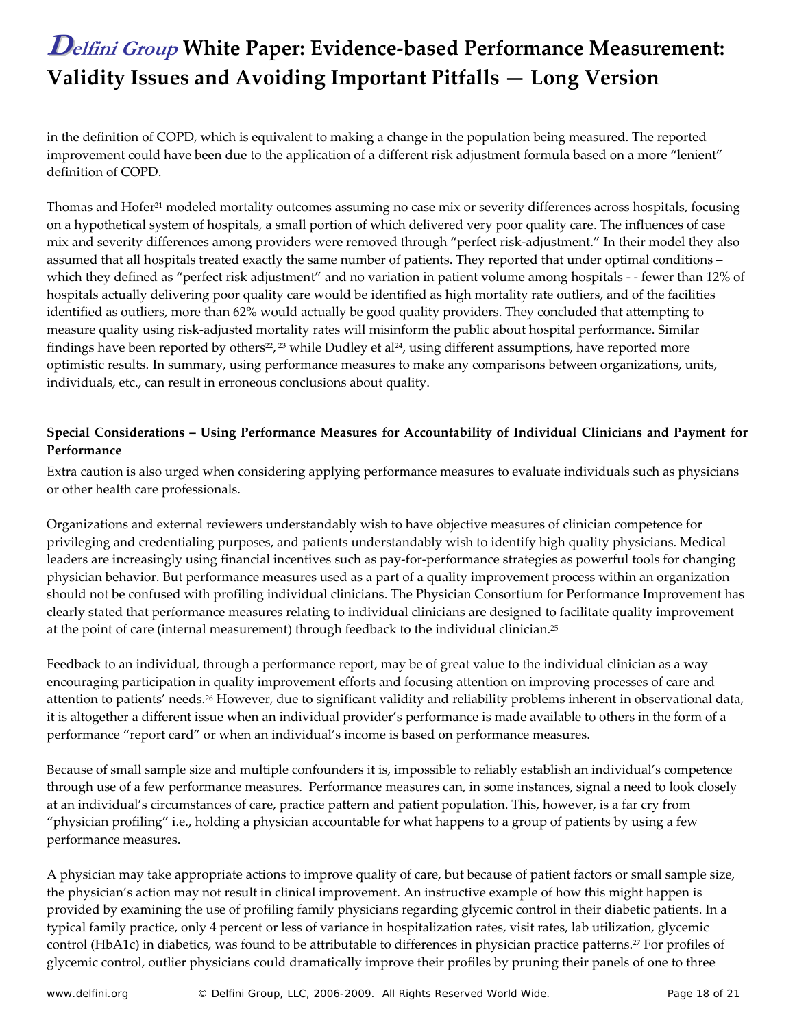in the definition of COPD, which is equivalent to making a change in the population being measured. The reported improvement could have been due to the application of a different risk adjustment formula based on a more "lenient" definition of COPD.

Thomas and Hofer[21] modeled mortality outcomes assuming no case mix or severity differences across hospitals, focusing on a hypothetical system of hospitals, a small portion of which delivered very poor quality care. The influences of case mix and severity differences among providers were removed through "perfect risk-adjustment." In their model they also assumed that all hospitals treated exactly the same number of patients. They reported that under optimal conditions – which they defined as "perfect risk adjustment" and no variation in patient volume among hospitals - - fewer than 12% of hospitals actually delivering poor quality care would be identified as high mortality rate outliers, and of the facilities identified as outliers, more than 62% would actually be good quality providers. They concluded that attempting to measure quality using risk-adjusted mortality rates will misinform the public about hospital performance. Similar findings have been reported by others[22, 23] while Dudley et al[24], using different assumptions, have reported more optimistic results. In summary, using performance measures to make any comparisons between organizations, units, individuals, etc., can result in erroneous conclusions about quality.

**Special Considerations – Using Performance Measures for Accountability of Individual Clinicians and Payment for Performance**

Extra caution is also urged when considering applying performance measures to evaluate individuals such as physicians or other health care professionals.

Organizations and external reviewers understandably wish to have objective measures of clinician competence for privileging and credentialing purposes, and patients understandably wish to identify high quality physicians. Medical leaders are increasingly using financial incentives such as pay-for-performance strategies as powerful tools for changing physician behavior. But performance measures used as a part of a quality improvement process within an organization should not be confused with profiling individual clinicians. The Physician Consortium for Performance Improvement has clearly stated that performance measures relating to individual clinicians are designed to facilitate quality improvement at the point of care (internal measurement) through feedback to the individual clinician.[25]

Feedback to an individual, through a performance report, may be of great value to the individual clinician as a way encouraging participation in quality improvement efforts and focusing attention on improving processes of care and attention to patients' needs.[26] However, due to significant validity and reliability problems inherent in observational data, it is altogether a different issue when an individual provider's performance is made available to others in the form of a performance "report card" or when an individual's income is based on performance measures.

Because of small sample size and multiple confounders it is, impossible to reliably establish an individual's competence through use of a few performance measures. Performance measures can, in some instances, signal a need to look closely at an individual's circumstances of care, practice pattern and patient population. This, however, is a far cry from "physician profiling" i.e., holding a physician accountable for what happens to a group of patients by using a few performance measures.

A physician may take appropriate actions to improve quality of care, but because of patient factors or small sample size, the physician's action may not result in clinical improvement. An instructive example of how this might happen is provided by examining the use of profiling family physicians regarding glycemic control in their diabetic patients. In a typical family practice, only 4 percent or less of variance in hospitalization rates, visit rates, lab utilization, glycemic control (HbA1c) in diabetics, was found to be attributable to differences in physician practice patterns.[27] For profiles of glycemic control, outlier physicians could dramatically improve their profiles by pruning their panels of one to three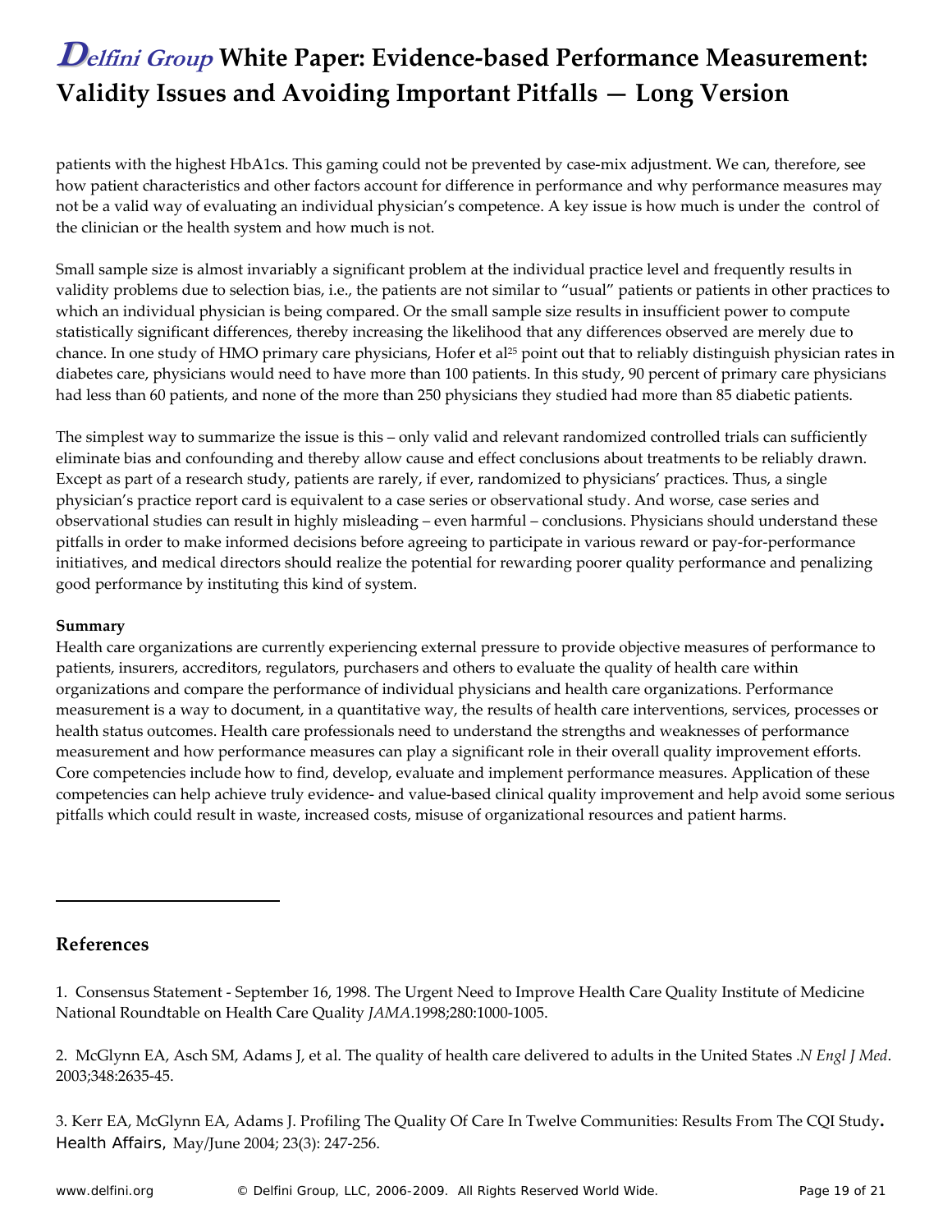patients with the highest HbA1cs. This gaming could not be prevented by case-mix adjustment. We can, therefore, see how patient characteristics and other factors account for difference in performance and why performance measures may not be a valid way of evaluating an individual physician's competence. A key issue is how much is under the control of the clinician or the health system and how much is not.

Small sample size is almost invariably a significant problem at the individual practice level and frequently results in validity problems due to selection bias, i.e., the patients are not similar to "usual" patients or patients in other practices to which an individual physician is being compared. Or the small sample size results in insufficient power to compute statistically significant differences, thereby increasing the likelihood that any differences observed are merely due to chance. In one study of HMO primary care physicians, Hofer et al[25] point out that to reliably distinguish physician rates in diabetes care, physicians would need to have more than 100 patients. In this study, 90 percent of primary care physicians had less than 60 patients, and none of the more than 250 physicians they studied had more than 85 diabetic patients.

The simplest way to summarize the issue is this – only valid and relevant randomized controlled trials can sufficiently eliminate bias and confounding and thereby allow cause and effect conclusions about treatments to be reliably drawn. Except as part of a research study, patients are rarely, if ever, randomized to physicians' practices. Thus, a single physician's practice report card is equivalent to a case series or observational study. And worse, case series and observational studies can result in highly misleading – even harmful – conclusions. Physicians should understand these pitfalls in order to make informed decisions before agreeing to participate in various reward or pay-for-performance initiatives, and medical directors should realize the potential for rewarding poorer quality performance and penalizing good performance by instituting this kind of system.

**Summary**

Health care organizations are currently experiencing external pressure to provide objective measures of performance to patients, insurers, accreditors, regulators, purchasers and others to evaluate the quality of health care within organizations and compare the performance of individual physicians and health care organizations. Performance measurement is a way to document, in a quantitative way, the results of health care interventions, services, processes or health status outcomes. Health care professionals need to understand the strengths and weaknesses of performance measurement and how performance measures can play a significant role in their overall quality improvement efforts. Core competencies include how to find, develop, evaluate and implement performance measures. Application of these competencies can help achieve truly evidence- and value-based clinical quality improvement and help avoid some serious pitfalls which could result in waste, increased costs, misuse of organizational resources and patient harms.

---

## References

1. Consensus Statement - September 16, 1998. The Urgent Need to Improve Health Care Quality Institute of Medicine National Roundtable on Health Care Quality *JAMA*.1998;280:1000-1005.

2. McGlynn EA, Asch SM, Adams J, et al. The quality of health care delivered to adults in the United States .*N Engl J Med*. 2003;348:2635-45.

3. Kerr EA, McGlynn EA, Adams J. Profiling The Quality Of Care In Twelve Communities: Results From The CQI Study**.** Health Affairs, May/June 2004; 23(3): 247-256.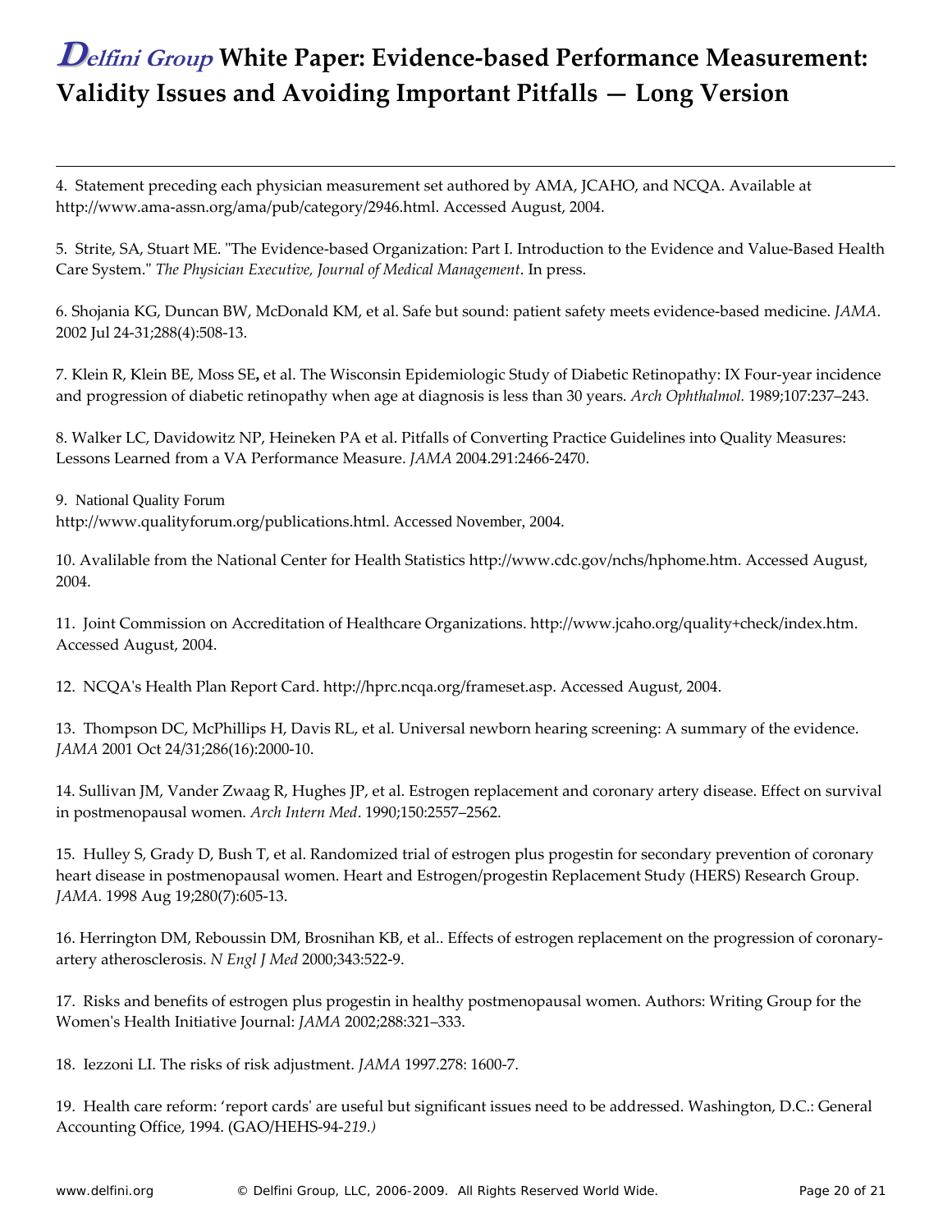4. Statement preceding each physician measurement set authored by AMA, JCAHO, and NCQA. Available at http://www.ama-assn.org/ama/pub/category/2946.html. Accessed August, 2004.

5. Strite, SA, Stuart ME. "The Evidence-based Organization: Part I. Introduction to the Evidence and Value-Based Health Care System." *The Physician Executive, Journal of Medical Management*. In press.

6. Shojania KG, Duncan BW, McDonald KM, et al. Safe but sound: patient safety meets evidence-based medicine. *JAMA*. 2002 Jul 24-31;288(4):508-13.

7. Klein R, Klein BE, Moss SE**,** et al. The Wisconsin Epidemiologic Study of Diabetic Retinopathy: IX Four-year incidence and progression of diabetic retinopathy when age at diagnosis is less than 30 years. *Arch Ophthalmol.* 1989;107:237–243.

8. Walker LC, Davidowitz NP, Heineken PA et al. Pitfalls of Converting Practice Guidelines into Quality Measures: Lessons Learned from a VA Performance Measure. *JAMA* 2004.291:2466-2470.

9. National Quality Forum
http://www.qualityforum.org/publications.html. Accessed November, 2004.

10. Avalilable from the National Center for Health Statistics http://www.cdc.gov/nchs/hphome.htm. Accessed August, 2004.

11. Joint Commission on Accreditation of Healthcare Organizations. http://www.jcaho.org/quality+check/index.htm. Accessed August, 2004.

12. NCQA's Health Plan Report Card. http://hprc.ncqa.org/frameset.asp. Accessed August, 2004.

13. Thompson DC, McPhillips H, Davis RL, et al. Universal newborn hearing screening: A summary of the evidence. *JAMA* 2001 Oct 24/31;286(16):2000-10.

14. Sullivan JM, Vander Zwaag R, Hughes JP, et al. Estrogen replacement and coronary artery disease. Effect on survival in postmenopausal women. *Arch Intern Med*. 1990;150:2557–2562.

15. Hulley S, Grady D, Bush T, et al. Randomized trial of estrogen plus progestin for secondary prevention of coronary heart disease in postmenopausal women. Heart and Estrogen/progestin Replacement Study (HERS) Research Group. *JAMA.* 1998 Aug 19;280(7):605-13.

16. Herrington DM, Reboussin DM, Brosnihan KB, et al.. Effects of estrogen replacement on the progression of coronary-artery atherosclerosis. *N Engl J Med* 2000;343:522-9.

17. Risks and benefits of estrogen plus progestin in healthy postmenopausal women. Authors: Writing Group for the Women's Health Initiative Journal: *JAMA* 2002;288:321–333.

18. Iezzoni LI. The risks of risk adjustment. *JAMA* 1997.278: 1600-7.

19. Health care reform: 'report cards' are useful but significant issues need to be addressed. Washington, D.C.: General Accounting Office, 1994. (GAO/HEHS-94-*219.)*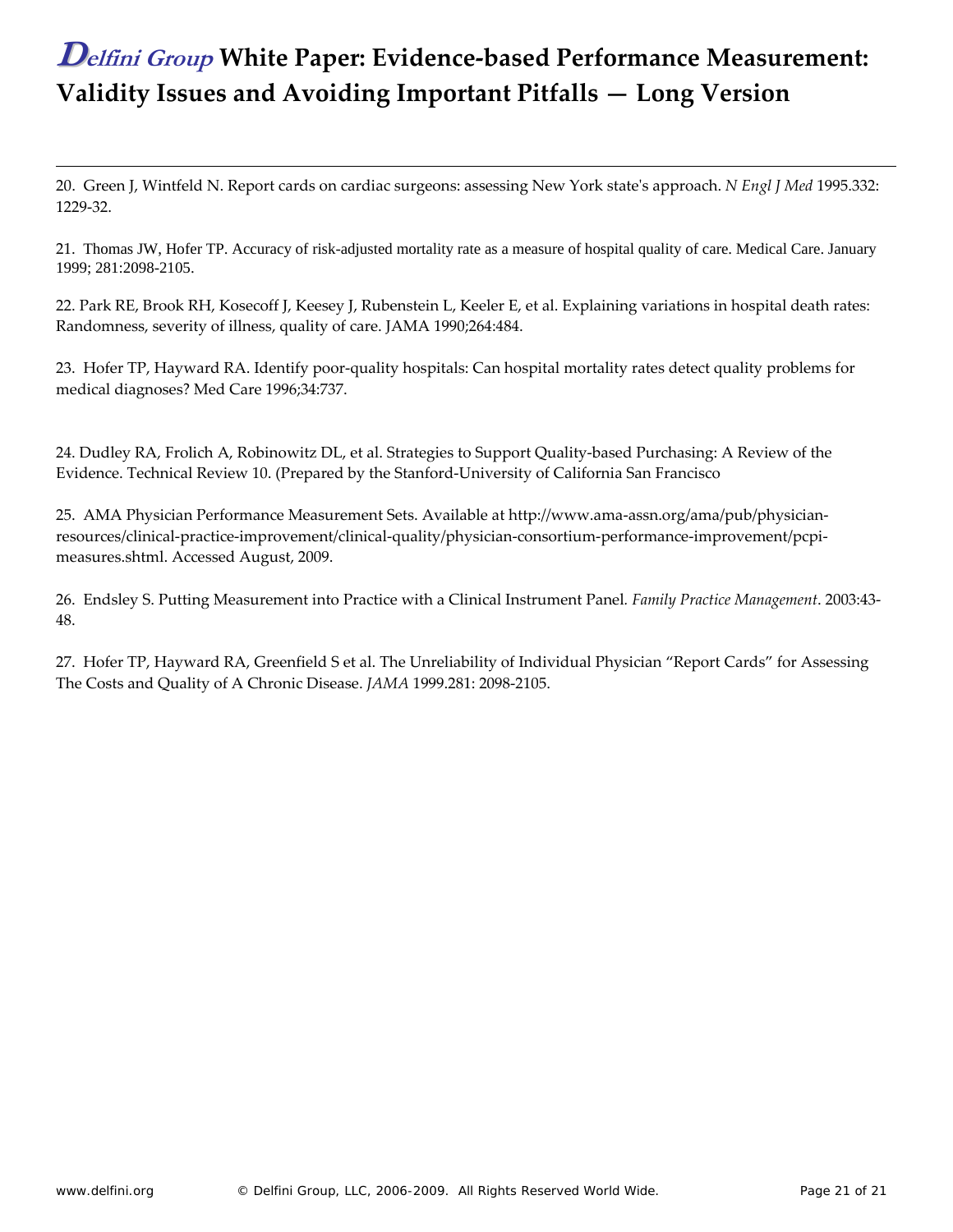20. Green J, Wintfeld N. Report cards on cardiac surgeons: assessing New York state's approach. *N Engl J Med* 1995.332: 1229-32.

21. Thomas JW, Hofer TP. Accuracy of risk-adjusted mortality rate as a measure of hospital quality of care. Medical Care. January 1999; 281:2098-2105.

22. Park RE, Brook RH, Kosecoff J, Keesey J, Rubenstein L, Keeler E, et al. Explaining variations in hospital death rates: Randomness, severity of illness, quality of care. JAMA 1990;264:484.

23. Hofer TP, Hayward RA. Identify poor-quality hospitals: Can hospital mortality rates detect quality problems for medical diagnoses? Med Care 1996;34:737.

24. Dudley RA, Frolich A, Robinowitz DL, et al. Strategies to Support Quality-based Purchasing: A Review of the Evidence. Technical Review 10. (Prepared by the Stanford-University of California San Francisco

25. AMA Physician Performance Measurement Sets. Available at http://www.ama-assn.org/ama/pub/physician-resources/clinical-practice-improvement/clinical-quality/physician-consortium-performance-improvement/pcpi-measures.shtml. Accessed August, 2009.

26. Endsley S. Putting Measurement into Practice with a Clinical Instrument Panel. *Family Practice Management*. 2003:43-48.

27. Hofer TP, Hayward RA, Greenfield S et al. The Unreliability of Individual Physician "Report Cards" for Assessing The Costs and Quality of A Chronic Disease. *JAMA* 1999.281: 2098-2105.